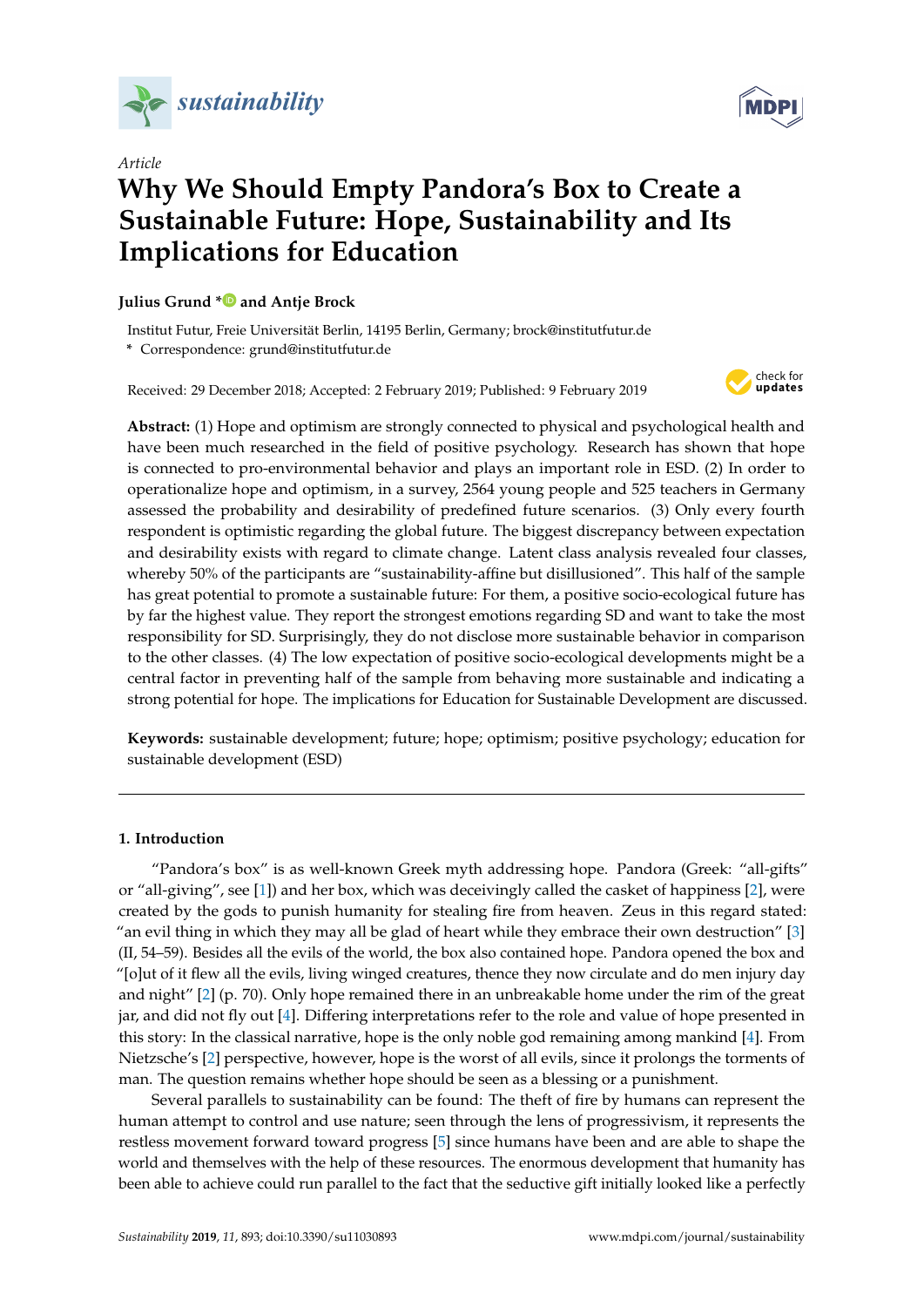*Article*

# Why We Should Empty Pandora's Box to Create a Sustainable Future: Hope, Sustainability and Its Implications for Education

**Julius Grund \* and Antje Brock**

Institut Futur, Freie Universität Berlin, 14195 Berlin, Germany; brock@institutfutur.de

\* Correspondence: grund@institutfutur.de

Received: 29 December 2018; Accepted: 2 February 2019; Published: 9 February 2019

**Abstract:** (1) Hope and optimism are strongly connected to physical and psychological health and have been much researched in the field of positive psychology. Research has shown that hope is connected to pro-environmental behavior and plays an important role in ESD. (2) In order to operationalize hope and optimism, in a survey, 2564 young people and 525 teachers in Germany assessed the probability and desirability of predefined future scenarios. (3) Only every fourth respondent is optimistic regarding the global future. The biggest discrepancy between expectation and desirability exists with regard to climate change. Latent class analysis revealed four classes, whereby 50% of the participants are "sustainability-affine but disillusioned". This half of the sample has great potential to promote a sustainable future: For them, a positive socio-ecological future has by far the highest value. They report the strongest emotions regarding SD and want to take the most responsibility for SD. Surprisingly, they do not disclose more sustainable behavior in comparison to the other classes. (4) The low expectation of positive socio-ecological developments might be a central factor in preventing half of the sample from behaving more sustainable and indicating a strong potential for hope. The implications for Education for Sustainable Development are discussed.

**Keywords:** sustainable development; future; hope; optimism; positive psychology; education for sustainable development (ESD)

## 1. Introduction

"Pandora's box" is as well-known Greek myth addressing hope. Pandora (Greek: "all-gifts" or "all-giving", see [1]) and her box, which was deceivingly called the casket of happiness [2], were created by the gods to punish humanity for stealing fire from heaven. Zeus in this regard stated: "an evil thing in which they may all be glad of heart while they embrace their own destruction" [3] (II, 54–59). Besides all the evils of the world, the box also contained hope. Pandora opened the box and "[o]ut of it flew all the evils, living winged creatures, thence they now circulate and do men injury day and night" [2] (p. 70). Only hope remained there in an unbreakable home under the rim of the great jar, and did not fly out [4]. Differing interpretations refer to the role and value of hope presented in this story: In the classical narrative, hope is the only noble god remaining among mankind [4]. From Nietzsche's [2] perspective, however, hope is the worst of all evils, since it prolongs the torments of man. The question remains whether hope should be seen as a blessing or a punishment.

Several parallels to sustainability can be found: The theft of fire by humans can represent the human attempt to control and use nature; seen through the lens of progressivism, it represents the restless movement forward toward progress [5] since humans have been and are able to shape the world and themselves with the help of these resources. The enormous development that humanity has been able to achieve could run parallel to the fact that the seductive gift initially looked like a perfectly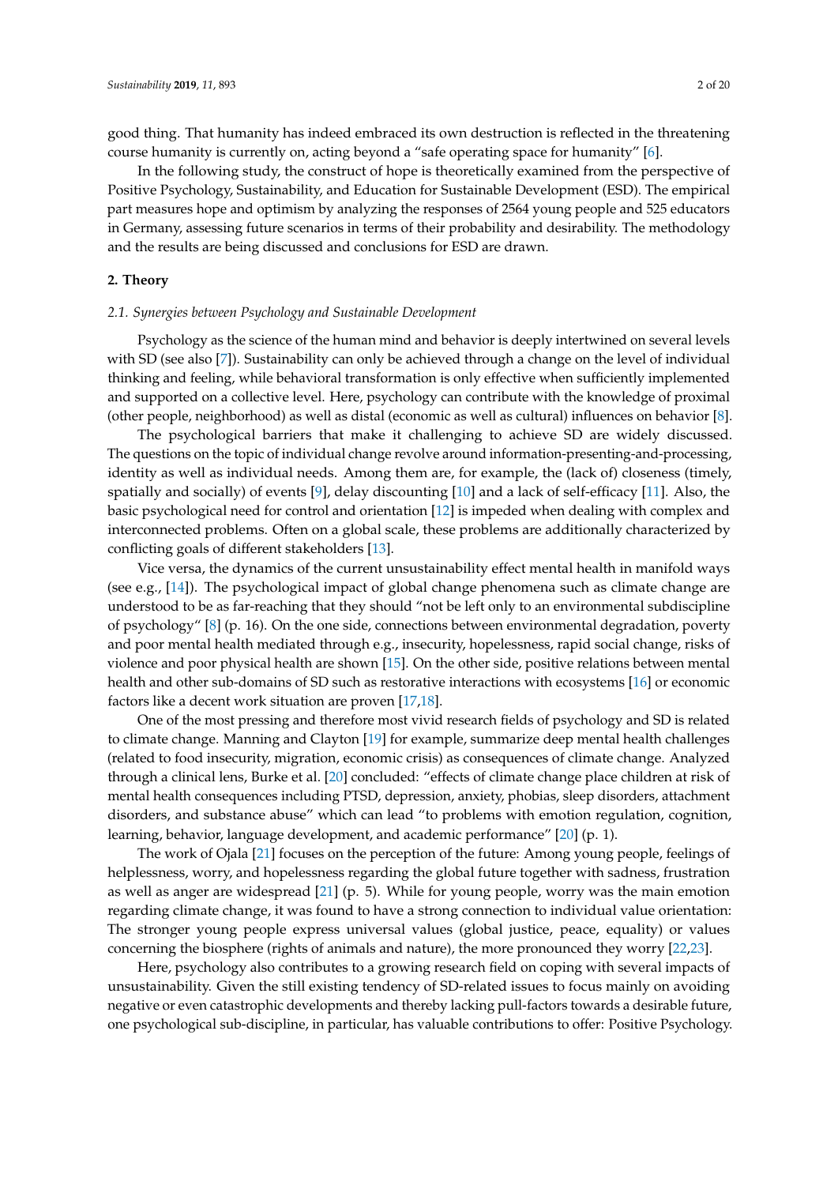good thing. That humanity has indeed embraced its own destruction is reflected in the threatening course humanity is currently on, acting beyond a "safe operating space for humanity" [6].

In the following study, the construct of hope is theoretically examined from the perspective of Positive Psychology, Sustainability, and Education for Sustainable Development (ESD). The empirical part measures hope and optimism by analyzing the responses of 2564 young people and 525 educators in Germany, assessing future scenarios in terms of their probability and desirability. The methodology and the results are being discussed and conclusions for ESD are drawn.

## 2. Theory

### *2.1. Synergies between Psychology and Sustainable Development*

Psychology as the science of the human mind and behavior is deeply intertwined on several levels with SD (see also [7]). Sustainability can only be achieved through a change on the level of individual thinking and feeling, while behavioral transformation is only effective when sufficiently implemented and supported on a collective level. Here, psychology can contribute with the knowledge of proximal (other people, neighborhood) as well as distal (economic as well as cultural) influences on behavior [8].

The psychological barriers that make it challenging to achieve SD are widely discussed. The questions on the topic of individual change revolve around information-presenting-and-processing, identity as well as individual needs. Among them are, for example, the (lack of) closeness (timely, spatially and socially) of events [9], delay discounting [10] and a lack of self-efficacy [11]. Also, the basic psychological need for control and orientation [12] is impeded when dealing with complex and interconnected problems. Often on a global scale, these problems are additionally characterized by conflicting goals of different stakeholders [13].

Vice versa, the dynamics of the current unsustainability effect mental health in manifold ways (see e.g., [14]). The psychological impact of global change phenomena such as climate change are understood to be as far-reaching that they should "not be left only to an environmental subdiscipline of psychology" [8] (p. 16). On the one side, connections between environmental degradation, poverty and poor mental health mediated through e.g., insecurity, hopelessness, rapid social change, risks of violence and poor physical health are shown [15]. On the other side, positive relations between mental health and other sub-domains of SD such as restorative interactions with ecosystems [16] or economic factors like a decent work situation are proven [17,18].

One of the most pressing and therefore most vivid research fields of psychology and SD is related to climate change. Manning and Clayton [19] for example, summarize deep mental health challenges (related to food insecurity, migration, economic crisis) as consequences of climate change. Analyzed through a clinical lens, Burke et al. [20] concluded: "effects of climate change place children at risk of mental health consequences including PTSD, depression, anxiety, phobias, sleep disorders, attachment disorders, and substance abuse" which can lead "to problems with emotion regulation, cognition, learning, behavior, language development, and academic performance" [20] (p. 1).

The work of Ojala [21] focuses on the perception of the future: Among young people, feelings of helplessness, worry, and hopelessness regarding the global future together with sadness, frustration as well as anger are widespread [21] (p. 5). While for young people, worry was the main emotion regarding climate change, it was found to have a strong connection to individual value orientation: The stronger young people express universal values (global justice, peace, equality) or values concerning the biosphere (rights of animals and nature), the more pronounced they worry [22,23].

Here, psychology also contributes to a growing research field on coping with several impacts of unsustainability. Given the still existing tendency of SD-related issues to focus mainly on avoiding negative or even catastrophic developments and thereby lacking pull-factors towards a desirable future, one psychological sub-discipline, in particular, has valuable contributions to offer: Positive Psychology.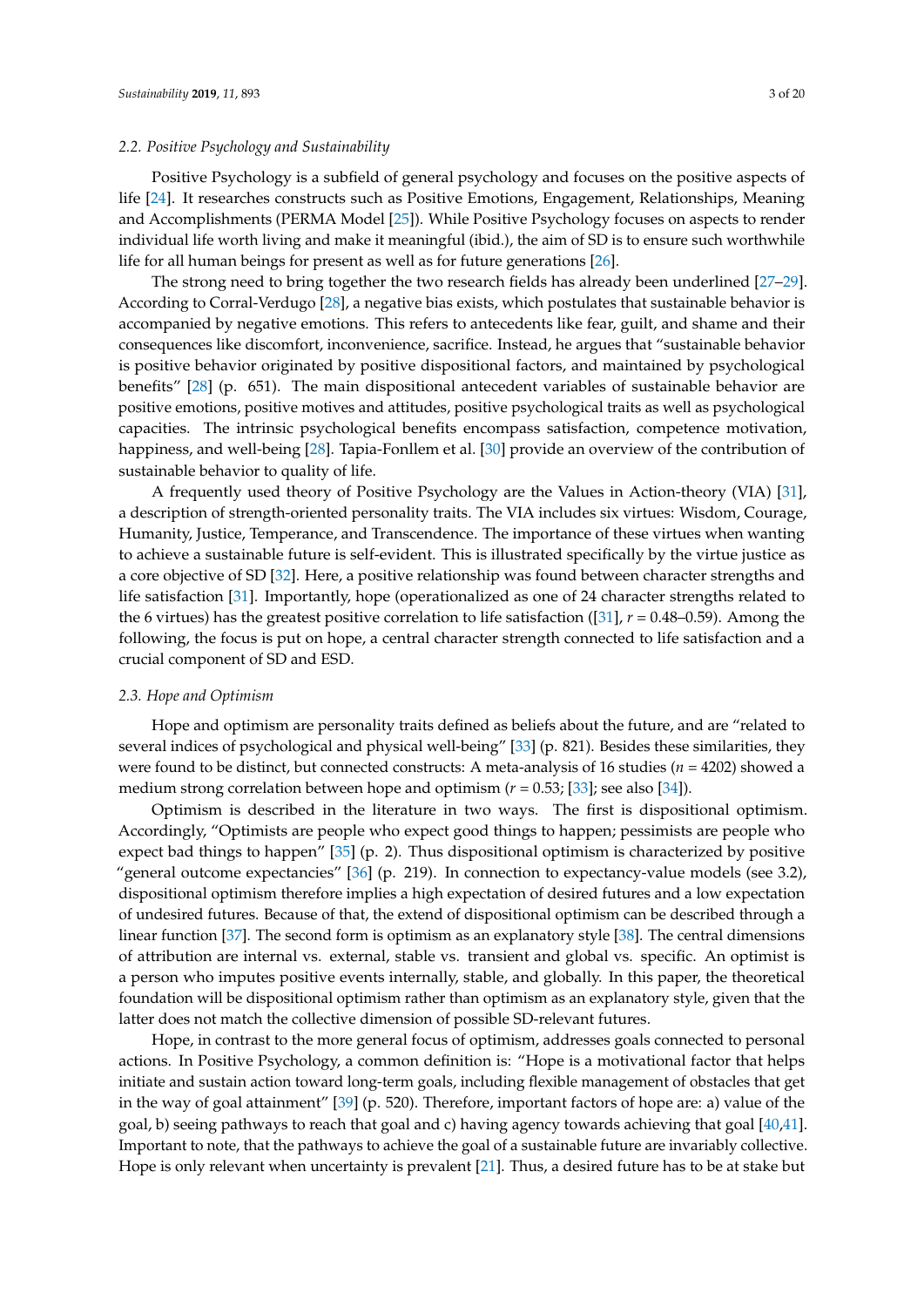### 2.2. Positive Psychology and Sustainability

Positive Psychology is a subfield of general psychology and focuses on the positive aspects of life [24]. It researches constructs such as Positive Emotions, Engagement, Relationships, Meaning and Accomplishments (PERMA Model [25]). While Positive Psychology focuses on aspects to render individual life worth living and make it meaningful (ibid.), the aim of SD is to ensure such worthwhile life for all human beings for present as well as for future generations [26].

The strong need to bring together the two research fields has already been underlined [27–29]. According to Corral-Verdugo [28], a negative bias exists, which postulates that sustainable behavior is accompanied by negative emotions. This refers to antecedents like fear, guilt, and shame and their consequences like discomfort, inconvenience, sacrifice. Instead, he argues that "sustainable behavior is positive behavior originated by positive dispositional factors, and maintained by psychological benefits" [28] (p. 651). The main dispositional antecedent variables of sustainable behavior are positive emotions, positive motives and attitudes, positive psychological traits as well as psychological capacities. The intrinsic psychological benefits encompass satisfaction, competence motivation, happiness, and well-being [28]. Tapia-Fonllem et al. [30] provide an overview of the contribution of sustainable behavior to quality of life.

A frequently used theory of Positive Psychology are the Values in Action-theory (VIA) [31], a description of strength-oriented personality traits. The VIA includes six virtues: Wisdom, Courage, Humanity, Justice, Temperance, and Transcendence. The importance of these virtues when wanting to achieve a sustainable future is self-evident. This is illustrated specifically by the virtue justice as a core objective of SD [32]. Here, a positive relationship was found between character strengths and life satisfaction [31]. Importantly, hope (operationalized as one of 24 character strengths related to the 6 virtues) has the greatest positive correlation to life satisfaction ([31], $r = 0.48$–$0.59$). Among the following, the focus is put on hope, a central character strength connected to life satisfaction and a crucial component of SD and ESD.

### 2.3. Hope and Optimism

Hope and optimism are personality traits defined as beliefs about the future, and are "related to several indices of psychological and physical well-being" [33] (p. 821). Besides these similarities, they were found to be distinct, but connected constructs: A meta-analysis of 16 studies ($n = 4202$) showed a medium strong correlation between hope and optimism ($r = 0.53$; [33]; see also [34]).

Optimism is described in the literature in two ways. The first is dispositional optimism. Accordingly, "Optimists are people who expect good things to happen; pessimists are people who expect bad things to happen" [35] (p. 2). Thus dispositional optimism is characterized by positive "general outcome expectancies" [36] (p. 219). In connection to expectancy-value models (see 3.2), dispositional optimism therefore implies a high expectation of desired futures and a low expectation of undesired futures. Because of that, the extend of dispositional optimism can be described through a linear function [37]. The second form is optimism as an explanatory style [38]. The central dimensions of attribution are internal vs. external, stable vs. transient and global vs. specific. An optimist is a person who imputes positive events internally, stable, and globally. In this paper, the theoretical foundation will be dispositional optimism rather than optimism as an explanatory style, given that the latter does not match the collective dimension of possible SD-relevant futures.

Hope, in contrast to the more general focus of optimism, addresses goals connected to personal actions. In Positive Psychology, a common definition is: "Hope is a motivational factor that helps initiate and sustain action toward long-term goals, including flexible management of obstacles that get in the way of goal attainment" [39] (p. 520). Therefore, important factors of hope are: a) value of the goal, b) seeing pathways to reach that goal and c) having agency towards achieving that goal [40,41]. Important to note, that the pathways to achieve the goal of a sustainable future are invariably collective. Hope is only relevant when uncertainty is prevalent [21]. Thus, a desired future has to be at stake but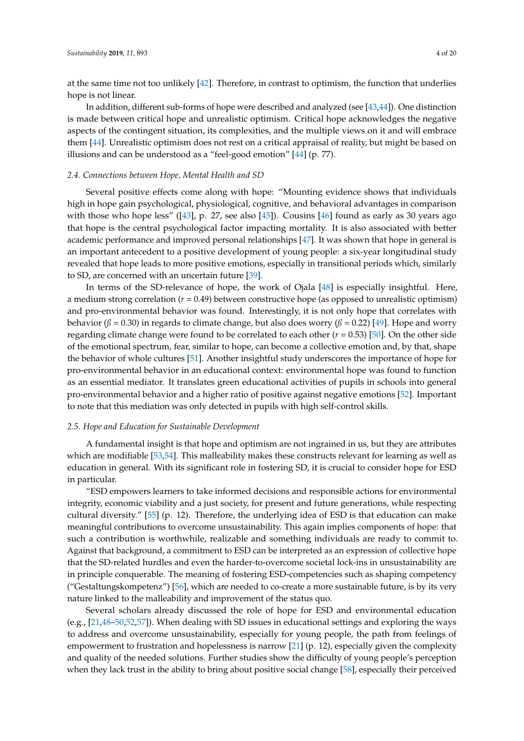at the same time not too unlikely [42]. Therefore, in contrast to optimism, the function that underlies hope is not linear.

In addition, different sub-forms of hope were described and analyzed (see [43,44]). One distinction is made between critical hope and unrealistic optimism. Critical hope acknowledges the negative aspects of the contingent situation, its complexities, and the multiple views on it and will embrace them [44]. Unrealistic optimism does not rest on a critical appraisal of reality, but might be based on illusions and can be understood as a "feel-good emotion" [44] (p. 77).

### *2.4. Connections between Hope, Mental Health and SD*

Several positive effects come along with hope: "Mounting evidence shows that individuals high in hope gain psychological, physiological, cognitive, and behavioral advantages in comparison with those who hope less" ([43], p. 27, see also [45]). Cousins [46] found as early as 30 years ago that hope is the central psychological factor impacting mortality. It is also associated with better academic performance and improved personal relationships [47]. It was shown that hope in general is an important antecedent to a positive development of young people: a six-year longitudinal study revealed that hope leads to more positive emotions, especially in transitional periods which, similarly to SD, are concerned with an uncertain future [39].

In terms of the SD-relevance of hope, the work of Ojala [48] is especially insightful. Here, a medium strong correlation ($r = 0.49$) between constructive hope (as opposed to unrealistic optimism) and pro-environmental behavior was found. Interestingly, it is not only hope that correlates with behavior ($ß = 0.30$) in regards to climate change, but also does worry ($ß = 0.22$) [49]. Hope and worry regarding climate change were found to be correlated to each other ($r = 0.53$) [50]. On the other side of the emotional spectrum, fear, similar to hope, can become a collective emotion and, by that, shape the behavior of whole cultures [51]. Another insightful study underscores the importance of hope for pro-environmental behavior in an educational context: environmental hope was found to function as an essential mediator. It translates green educational activities of pupils in schools into general pro-environmental behavior and a higher ratio of positive against negative emotions [52]. Important to note that this mediation was only detected in pupils with high self-control skills.

### *2.5. Hope and Education for Sustainable Development*

A fundamental insight is that hope and optimism are not ingrained in us, but they are attributes which are modifiable [53,54]. This malleability makes these constructs relevant for learning as well as education in general. With its significant role in fostering SD, it is crucial to consider hope for ESD in particular.

"ESD empowers learners to take informed decisions and responsible actions for environmental integrity, economic viability and a just society, for present and future generations, while respecting cultural diversity." [55] (p. 12). Therefore, the underlying idea of ESD is that education can make meaningful contributions to overcome unsustainability. This again implies components of hope: that such a contribution is worthwhile, realizable and something individuals are ready to commit to. Against that background, a commitment to ESD can be interpreted as an expression of collective hope that the SD-related hurdles and even the harder-to-overcome societal lock-ins in unsustainability are in principle conquerable. The meaning of fostering ESD-competencies such as shaping competency ("Gestaltungskompetenz") [56], which are needed to co-create a more sustainable future, is by its very nature linked to the malleability and improvement of the status quo.

Several scholars already discussed the role of hope for ESD and environmental education (e.g., [21,48–50,52,57]). When dealing with SD issues in educational settings and exploring the ways to address and overcome unsustainability, especially for young people, the path from feelings of empowerment to frustration and hopelessness is narrow [21] (p. 12), especially given the complexity and quality of the needed solutions. Further studies show the difficulty of young people's perception when they lack trust in the ability to bring about positive social change [58], especially their perceived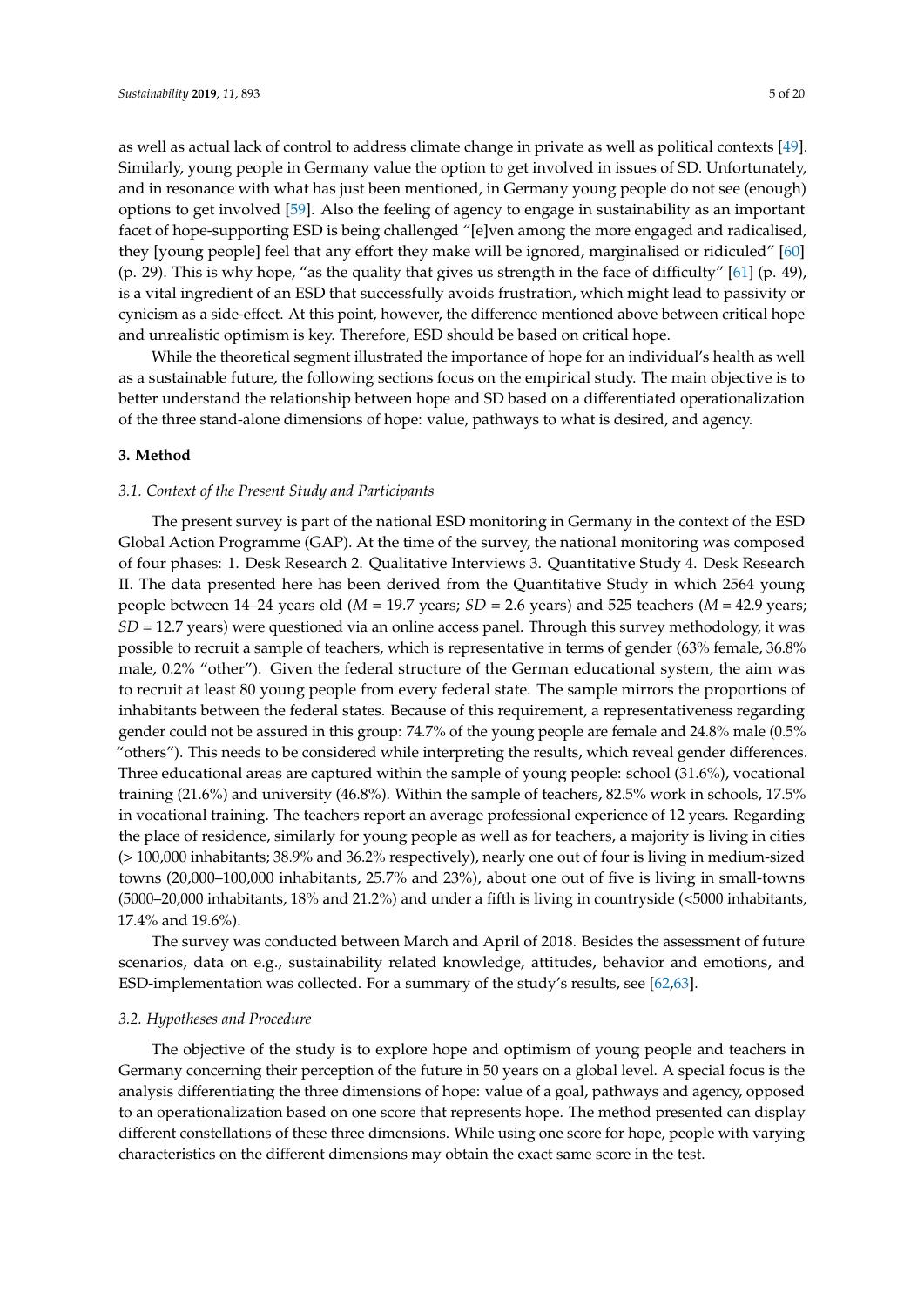as well as actual lack of control to address climate change in private as well as political contexts [49]. Similarly, young people in Germany value the option to get involved in issues of SD. Unfortunately, and in resonance with what has just been mentioned, in Germany young people do not see (enough) options to get involved [59]. Also the feeling of agency to engage in sustainability as an important facet of hope-supporting ESD is being challenged "[e]ven among the more engaged and radicalised, they [young people] feel that any effort they make will be ignored, marginalised or ridiculed" [60] (p. 29). This is why hope, "as the quality that gives us strength in the face of difficulty" [61] (p. 49), is a vital ingredient of an ESD that successfully avoids frustration, which might lead to passivity or cynicism as a side-effect. At this point, however, the difference mentioned above between critical hope and unrealistic optimism is key. Therefore, ESD should be based on critical hope.

While the theoretical segment illustrated the importance of hope for an individual's health as well as a sustainable future, the following sections focus on the empirical study. The main objective is to better understand the relationship between hope and SD based on a differentiated operationalization of the three stand-alone dimensions of hope: value, pathways to what is desired, and agency.

## 3. Method

### 3.1. Context of the Present Study and Participants

The present survey is part of the national ESD monitoring in Germany in the context of the ESD Global Action Programme (GAP). At the time of the survey, the national monitoring was composed of four phases: 1. Desk Research 2. Qualitative Interviews 3. Quantitative Study 4. Desk Research II. The data presented here has been derived from the Quantitative Study in which 2564 young people between 14–24 years old ($M$ = 19.7 years; $SD$ = 2.6 years) and 525 teachers ($M$ = 42.9 years; $SD$ = 12.7 years) were questioned via an online access panel. Through this survey methodology, it was possible to recruit a sample of teachers, which is representative in terms of gender (63% female, 36.8% male, 0.2% "other"). Given the federal structure of the German educational system, the aim was to recruit at least 80 young people from every federal state. The sample mirrors the proportions of inhabitants between the federal states. Because of this requirement, a representativeness regarding gender could not be assured in this group: 74.7% of the young people are female and 24.8% male (0.5% "others"). This needs to be considered while interpreting the results, which reveal gender differences. Three educational areas are captured within the sample of young people: school (31.6%), vocational training (21.6%) and university (46.8%). Within the sample of teachers, 82.5% work in schools, 17.5% in vocational training. The teachers report an average professional experience of 12 years. Regarding the place of residence, similarly for young people as well as for teachers, a majority is living in cities (> 100,000 inhabitants; 38.9% and 36.2% respectively), nearly one out of four is living in medium-sized towns (20,000–100,000 inhabitants, 25.7% and 23%), about one out of five is living in small-towns (5000–20,000 inhabitants, 18% and 21.2%) and under a fifth is living in countryside (<5000 inhabitants, 17.4% and 19.6%).

The survey was conducted between March and April of 2018. Besides the assessment of future scenarios, data on e.g., sustainability related knowledge, attitudes, behavior and emotions, and ESD-implementation was collected. For a summary of the study's results, see [62,63].

### 3.2. Hypotheses and Procedure

The objective of the study is to explore hope and optimism of young people and teachers in Germany concerning their perception of the future in 50 years on a global level. A special focus is the analysis differentiating the three dimensions of hope: value of a goal, pathways and agency, opposed to an operationalization based on one score that represents hope. The method presented can display different constellations of these three dimensions. While using one score for hope, people with varying characteristics on the different dimensions may obtain the exact same score in the test.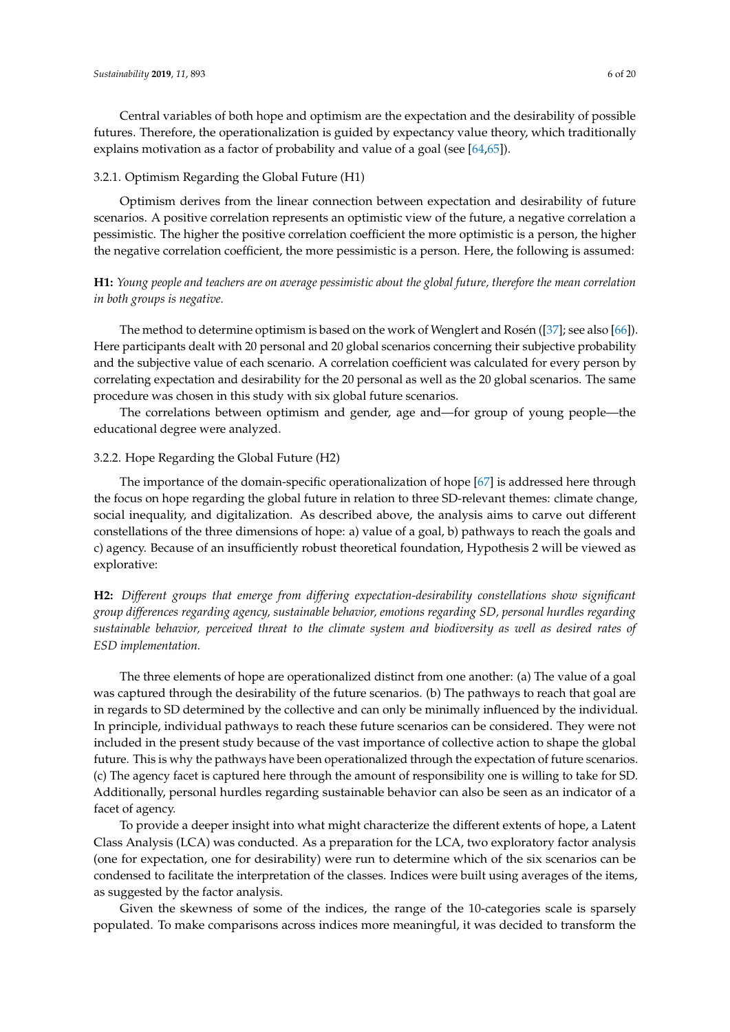Central variables of both hope and optimism are the expectation and the desirability of possible futures. Therefore, the operationalization is guided by expectancy value theory, which traditionally explains motivation as a factor of probability and value of a goal (see [64,65]).

### 3.2.1. Optimism Regarding the Global Future (H1)

Optimism derives from the linear connection between expectation and desirability of future scenarios. A positive correlation represents an optimistic view of the future, a negative correlation a pessimistic. The higher the positive correlation coefficient the more optimistic is a person, the higher the negative correlation coefficient, the more pessimistic is a person. Here, the following is assumed:

**H1:** *Young people and teachers are on average pessimistic about the global future, therefore the mean correlation in both groups is negative.*

The method to determine optimism is based on the work of Wenglert and Rosén ([37]; see also [66]). Here participants dealt with 20 personal and 20 global scenarios concerning their subjective probability and the subjective value of each scenario. A correlation coefficient was calculated for every person by correlating expectation and desirability for the 20 personal as well as the 20 global scenarios. The same procedure was chosen in this study with six global future scenarios.

The correlations between optimism and gender, age and—for group of young people—the educational degree were analyzed.

### 3.2.2. Hope Regarding the Global Future (H2)

The importance of the domain-specific operationalization of hope [67] is addressed here through the focus on hope regarding the global future in relation to three SD-relevant themes: climate change, social inequality, and digitalization. As described above, the analysis aims to carve out different constellations of the three dimensions of hope: a) value of a goal, b) pathways to reach the goals and c) agency. Because of an insufficiently robust theoretical foundation, Hypothesis 2 will be viewed as explorative:

**H2:** *Different groups that emerge from differing expectation-desirability constellations show significant group differences regarding agency, sustainable behavior, emotions regarding SD, personal hurdles regarding sustainable behavior, perceived threat to the climate system and biodiversity as well as desired rates of ESD implementation.*

The three elements of hope are operationalized distinct from one another: (a) The value of a goal was captured through the desirability of the future scenarios. (b) The pathways to reach that goal are in regards to SD determined by the collective and can only be minimally influenced by the individual. In principle, individual pathways to reach these future scenarios can be considered. They were not included in the present study because of the vast importance of collective action to shape the global future. This is why the pathways have been operationalized through the expectation of future scenarios. (c) The agency facet is captured here through the amount of responsibility one is willing to take for SD. Additionally, personal hurdles regarding sustainable behavior can also be seen as an indicator of a facet of agency.

To provide a deeper insight into what might characterize the different extents of hope, a Latent Class Analysis (LCA) was conducted. As a preparation for the LCA, two exploratory factor analysis (one for expectation, one for desirability) were run to determine which of the six scenarios can be condensed to facilitate the interpretation of the classes. Indices were built using averages of the items, as suggested by the factor analysis.

Given the skewness of some of the indices, the range of the 10-categories scale is sparsely populated. To make comparisons across indices more meaningful, it was decided to transform the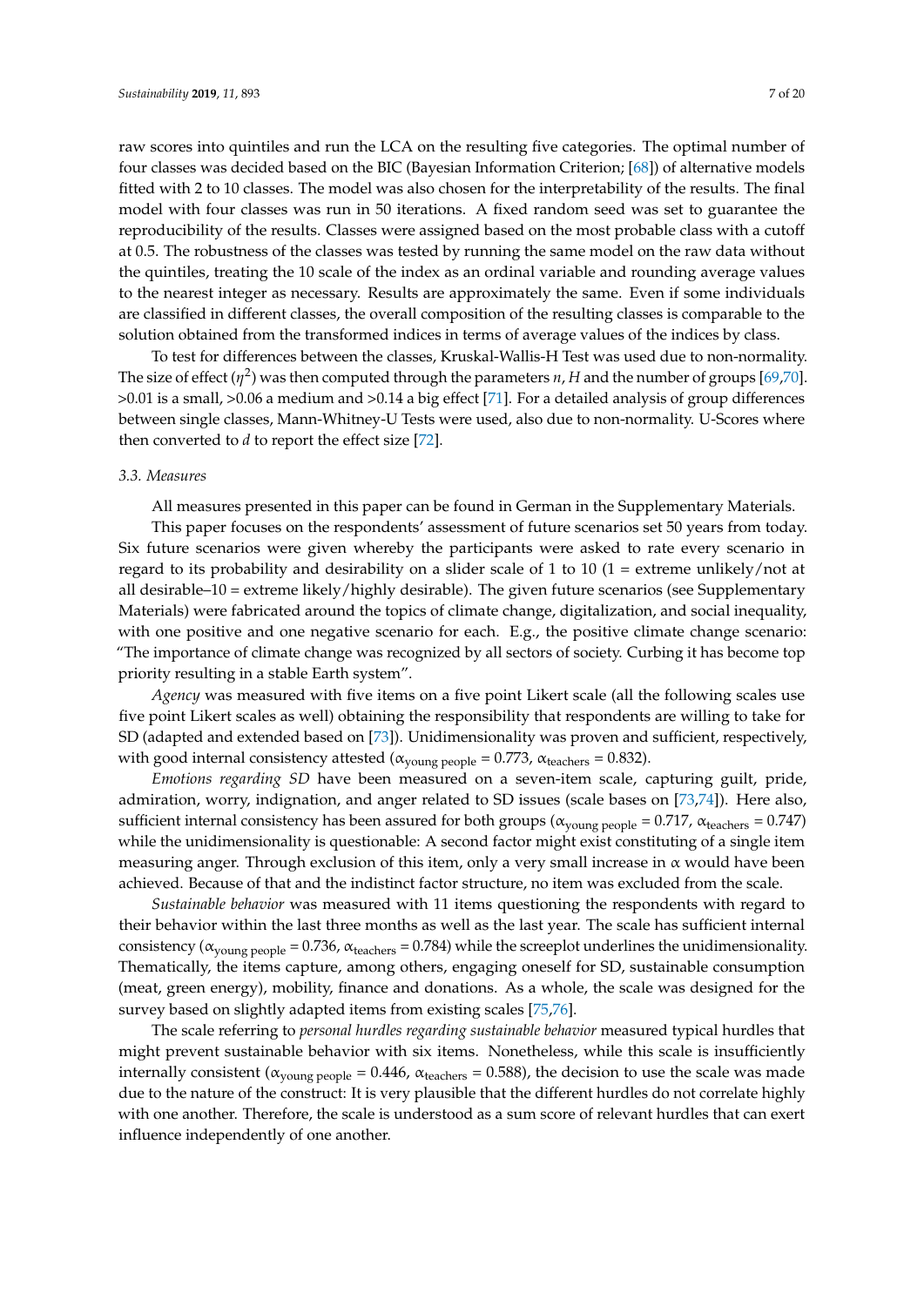raw scores into quintiles and run the LCA on the resulting five categories. The optimal number of four classes was decided based on the BIC (Bayesian Information Criterion; [68]) of alternative models fitted with 2 to 10 classes. The model was also chosen for the interpretability of the results. The final model with four classes was run in 50 iterations. A fixed random seed was set to guarantee the reproducibility of the results. Classes were assigned based on the most probable class with a cutoff at 0.5. The robustness of the classes was tested by running the same model on the raw data without the quintiles, treating the 10 scale of the index as an ordinal variable and rounding average values to the nearest integer as necessary. Results are approximately the same. Even if some individuals are classified in different classes, the overall composition of the resulting classes is comparable to the solution obtained from the transformed indices in terms of average values of the indices by class.

To test for differences between the classes, Kruskal-Wallis-H Test was used due to non-normality. The size of effect ($\eta^2$) was then computed through the parameters $n$, $H$ and the number of groups [69,70]. >0.01 is a small, >0.06 a medium and >0.14 a big effect [71]. For a detailed analysis of group differences between single classes, Mann-Whitney-U Tests were used, also due to non-normality. U-Scores where then converted to $d$ to report the effect size [72].

### 3.3. Measures

All measures presented in this paper can be found in German in the Supplementary Materials.

This paper focuses on the respondents' assessment of future scenarios set 50 years from today. Six future scenarios were given whereby the participants were asked to rate every scenario in regard to its probability and desirability on a slider scale of 1 to 10 (1 = extreme unlikely/not at all desirable–10 = extreme likely/highly desirable). The given future scenarios (see Supplementary Materials) were fabricated around the topics of climate change, digitalization, and social inequality, with one positive and one negative scenario for each. E.g., the positive climate change scenario: "The importance of climate change was recognized by all sectors of society. Curbing it has become top priority resulting in a stable Earth system".

*Agency* was measured with five items on a five point Likert scale (all the following scales use five point Likert scales as well) obtaining the responsibility that respondents are willing to take for SD (adapted and extended based on [73]). Unidimensionality was proven and sufficient, respectively, with good internal consistency attested ($\alpha_{\text{young people}} = 0.773$, $\alpha_{\text{teachers}} = 0.832$).

*Emotions regarding SD* have been measured on a seven-item scale, capturing guilt, pride, admiration, worry, indignation, and anger related to SD issues (scale bases on [73,74]). Here also, sufficient internal consistency has been assured for both groups ($\alpha_{\text{young people}} = 0.717$, $\alpha_{\text{teachers}} = 0.747$) while the unidimensionality is questionable: A second factor might exist constituting of a single item measuring anger. Through exclusion of this item, only a very small increase in $\alpha$ would have been achieved. Because of that and the indistinct factor structure, no item was excluded from the scale.

*Sustainable behavior* was measured with 11 items questioning the respondents with regard to their behavior within the last three months as well as the last year. The scale has sufficient internal consistency ($\alpha_{\text{young people}} = 0.736$, $\alpha_{\text{teachers}} = 0.784$) while the screeplot underlines the unidimensionality. Thematically, the items capture, among others, engaging oneself for SD, sustainable consumption (meat, green energy), mobility, finance and donations. As a whole, the scale was designed for the survey based on slightly adapted items from existing scales [75,76].

The scale referring to *personal hurdles regarding sustainable behavior* measured typical hurdles that might prevent sustainable behavior with six items. Nonetheless, while this scale is insufficiently internally consistent ($\alpha_{\text{young people}} = 0.446$, $\alpha_{\text{teachers}} = 0.588$), the decision to use the scale was made due to the nature of the construct: It is very plausible that the different hurdles do not correlate highly with one another. Therefore, the scale is understood as a sum score of relevant hurdles that can exert influence independently of one another.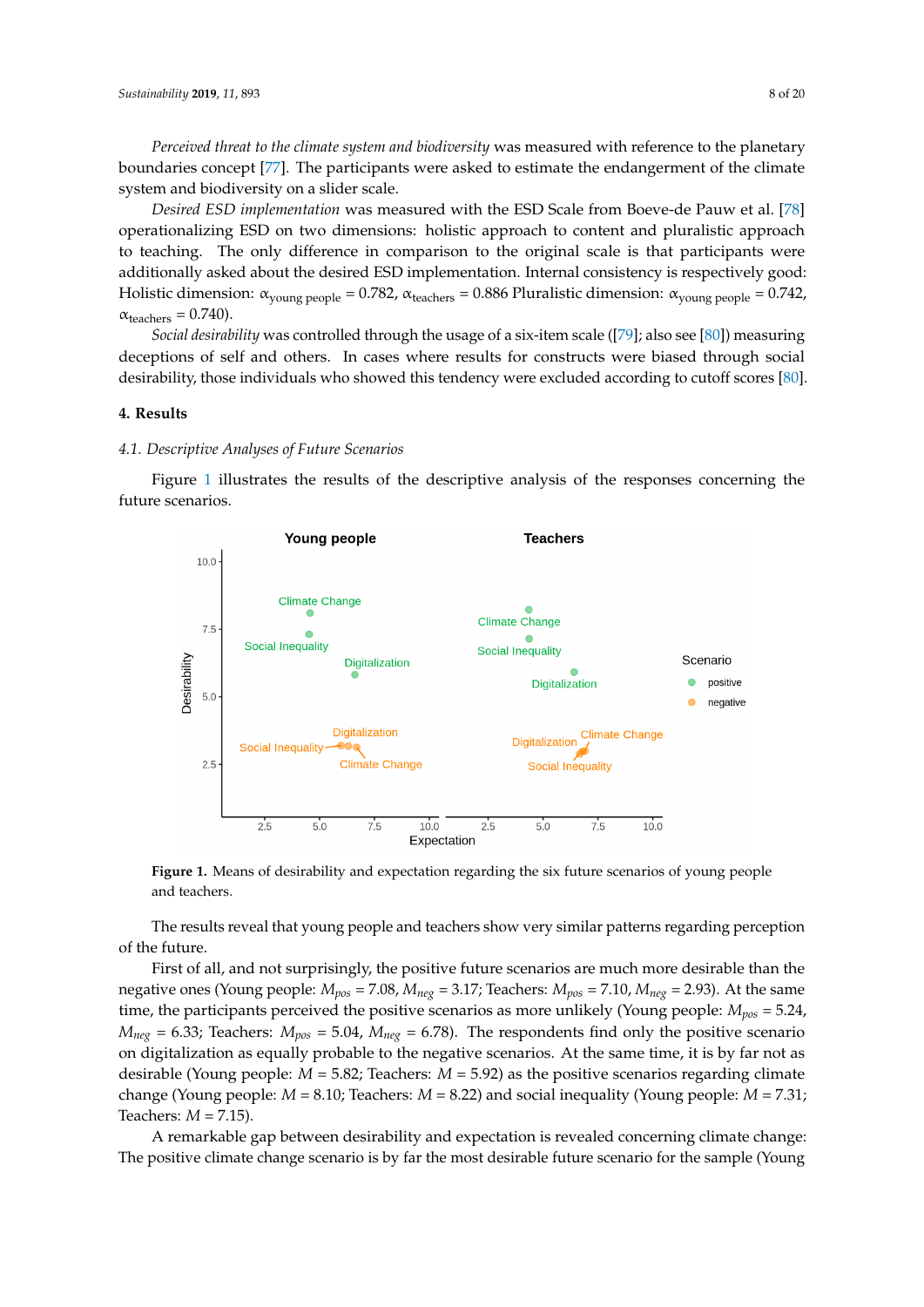*Perceived threat to the climate system and biodiversity* was measured with reference to the planetary boundaries concept [77]. The participants were asked to estimate the endangerment of the climate system and biodiversity on a slider scale.

*Desired ESD implementation* was measured with the ESD Scale from Boeve-de Pauw et al. [78] operationalizing ESD on two dimensions: holistic approach to content and pluralistic approach to teaching. The only difference in comparison to the original scale is that participants were additionally asked about the desired ESD implementation. Internal consistency is respectively good: Holistic dimension: $\alpha_{young\ people} = 0.782$, $\alpha_{teachers} = 0.886$ Pluralistic dimension: $\alpha_{young\ people} = 0.742$, $\alpha_{teachers} = 0.740$).

*Social desirability* was controlled through the usage of a six-item scale ([79]; also see [80]) measuring deceptions of self and others. In cases where results for constructs were biased through social desirability, those individuals who showed this tendency were excluded according to cutoff scores [80].

## 4. Results

### *4.1. Descriptive Analyses of Future Scenarios*

Figure 1 illustrates the results of the descriptive analysis of the responses concerning the future scenarios.

**Figure 1.** Means of desirability and expectation regarding the six future scenarios of young people and teachers.

The results reveal that young people and teachers show very similar patterns regarding perception of the future.

First of all, and not surprisingly, the positive future scenarios are much more desirable than the negative ones (Young people: $M_{pos} = 7.08$, $M_{neg} = 3.17$; Teachers: $M_{pos} = 7.10$, $M_{neg} = 2.93$). At the same time, the participants perceived the positive scenarios as more unlikely (Young people: $M_{pos} = 5.24$, $M_{neg} = 6.33$; Teachers: $M_{pos} = 5.04$, $M_{neg} = 6.78$). The respondents find only the positive scenario on digitalization as equally probable to the negative scenarios. At the same time, it is by far not as desirable (Young people: $M = 5.82$; Teachers: $M = 5.92$) as the positive scenarios regarding climate change (Young people: $M = 8.10$; Teachers: $M = 8.22$) and social inequality (Young people: $M = 7.31$; Teachers: $M = 7.15$).

A remarkable gap between desirability and expectation is revealed concerning climate change: The positive climate change scenario is by far the most desirable future scenario for the sample (Young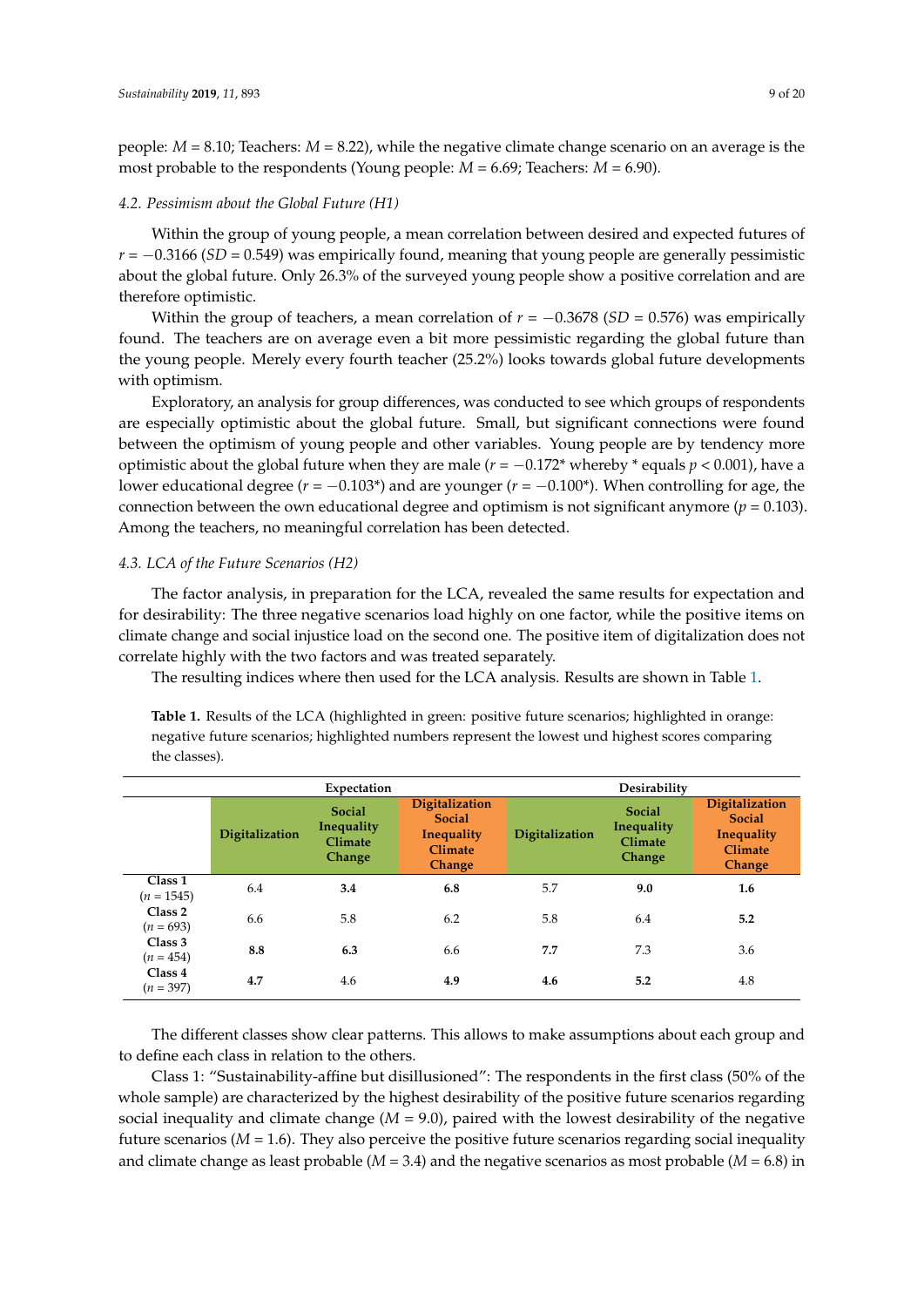people: $M = 8.10$; Teachers: $M = 8.22$), while the negative climate change scenario on an average is the most probable to the respondents (Young people: $M = 6.69$; Teachers: $M = 6.90$).

### *4.2. Pessimism about the Global Future (H1)*

Within the group of young people, a mean correlation between desired and expected futures of $r = -0.3166$ ($SD = 0.549$) was empirically found, meaning that young people are generally pessimistic about the global future. Only 26.3% of the surveyed young people show a positive correlation and are therefore optimistic.

Within the group of teachers, a mean correlation of $r = -0.3678$ ($SD = 0.576$) was empirically found. The teachers are on average even a bit more pessimistic regarding the global future than the young people. Merely every fourth teacher (25.2%) looks towards global future developments with optimism.

Exploratory, an analysis for group differences, was conducted to see which groups of respondents are especially optimistic about the global future. Small, but significant connections were found between the optimism of young people and other variables. Young people are by tendency more optimistic about the global future when they are male ($r = -0.172$* whereby * equals $p < 0.001$), have a lower educational degree ($r = -0.103$*) and are younger ($r = -0.100$*). When controlling for age, the connection between the own educational degree and optimism is not significant anymore ($p = 0.103$). Among the teachers, no meaningful correlation has been detected.

### *4.3. LCA of the Future Scenarios (H2)*

The factor analysis, in preparation for the LCA, revealed the same results for expectation and for desirability: The three negative scenarios load highly on one factor, while the positive items on climate change and social injustice load on the second one. The positive item of digitalization does not correlate highly with the two factors and was treated separately.

The resulting indices where then used for the LCA analysis. Results are shown in Table 1.

**Table 1.** Results of the LCA (highlighted in green: positive future scenarios; highlighted in orange: negative future scenarios; highlighted numbers represent the lowest und highest scores comparing the classes).

| | **Expectation** | | | **Desirability** | | |
|---|---|---|---|---|---|---|
| | **Digitalization** | **Social Inequality Climate Change** | **Digitalization Social Inequality Climate Change** | **Digitalization** | **Social Inequality Climate Change** | **Digitalization Social Inequality Climate Change** |
| **Class 1** ($n = 1545$) | 6.4 | **3.4** | **6.8** | 5.7 | **9.0** | **1.6** |
| **Class 2** ($n = 693$) | 6.6 | 5.8 | 6.2 | 5.8 | 6.4 | **5.2** |
| **Class 3** ($n = 454$) | **8.8** | **6.3** | 6.6 | **7.7** | 7.3 | 3.6 |
| **Class 4** ($n = 397$) | **4.7** | 4.6 | **4.9** | **4.6** | **5.2** | 4.8 |

The different classes show clear patterns. This allows to make assumptions about each group and to define each class in relation to the others.

Class 1: "Sustainability-affine but disillusioned": The respondents in the first class (50% of the whole sample) are characterized by the highest desirability of the positive future scenarios regarding social inequality and climate change ($M = 9.0$), paired with the lowest desirability of the negative future scenarios ($M = 1.6$). They also perceive the positive future scenarios regarding social inequality and climate change as least probable ($M = 3.4$) and the negative scenarios as most probable ($M = 6.8$) in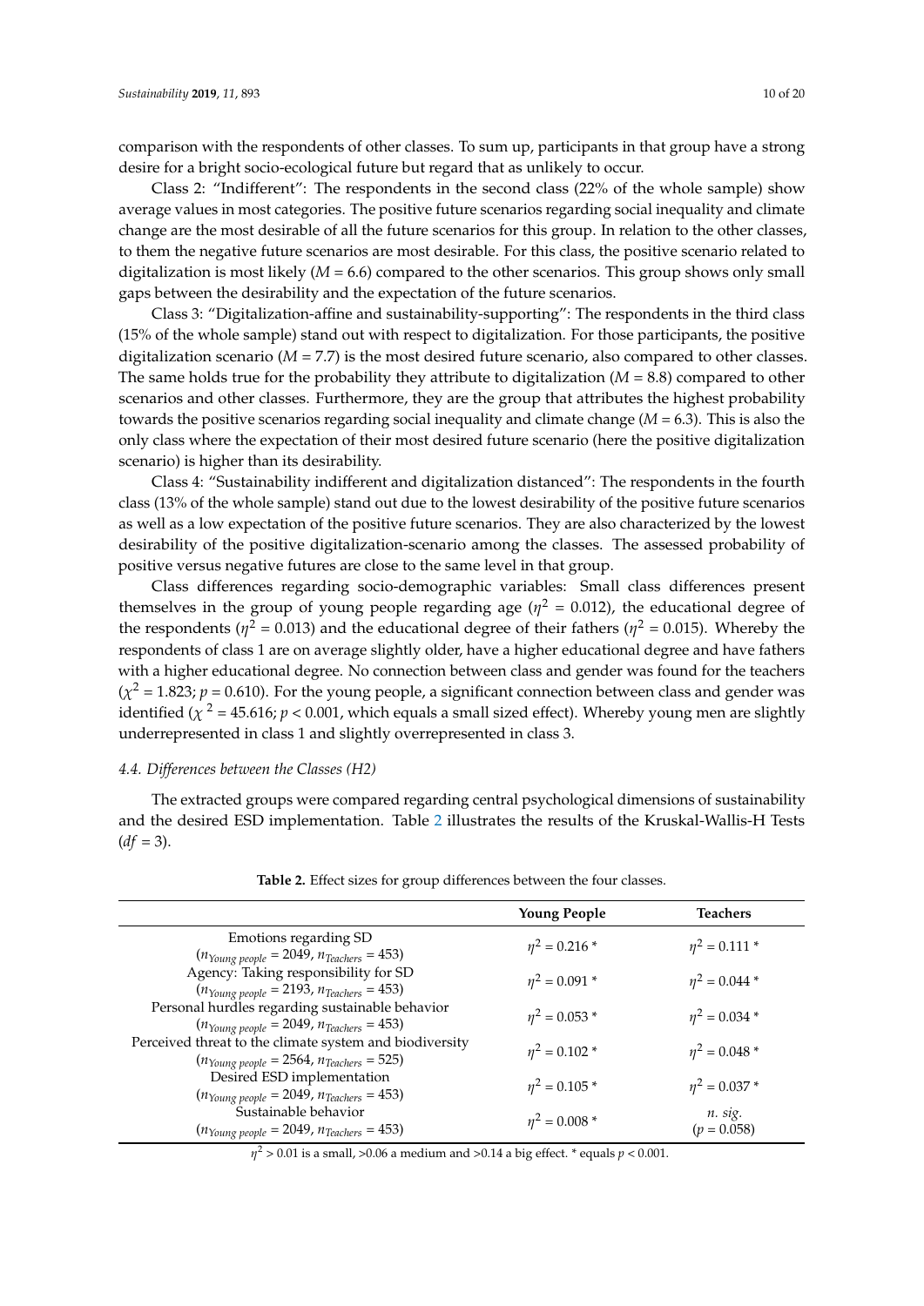comparison with the respondents of other classes. To sum up, participants in that group have a strong desire for a bright socio-ecological future but regard that as unlikely to occur.

Class 2: "Indifferent": The respondents in the second class (22% of the whole sample) show average values in most categories. The positive future scenarios regarding social inequality and climate change are the most desirable of all the future scenarios for this group. In relation to the other classes, to them the negative future scenarios are most desirable. For this class, the positive scenario related to digitalization is most likely ($M = 6.6$) compared to the other scenarios. This group shows only small gaps between the desirability and the expectation of the future scenarios.

Class 3: "Digitalization-affine and sustainability-supporting": The respondents in the third class (15% of the whole sample) stand out with respect to digitalization. For those participants, the positive digitalization scenario ($M = 7.7$) is the most desired future scenario, also compared to other classes. The same holds true for the probability they attribute to digitalization ($M = 8.8$) compared to other scenarios and other classes. Furthermore, they are the group that attributes the highest probability towards the positive scenarios regarding social inequality and climate change ($M = 6.3$). This is also the only class where the expectation of their most desired future scenario (here the positive digitalization scenario) is higher than its desirability.

Class 4: "Sustainability indifferent and digitalization distanced": The respondents in the fourth class (13% of the whole sample) stand out due to the lowest desirability of the positive future scenarios as well as a low expectation of the positive future scenarios. They are also characterized by the lowest desirability of the positive digitalization-scenario among the classes. The assessed probability of positive versus negative futures are close to the same level in that group.

Class differences regarding socio-demographic variables: Small class differences present themselves in the group of young people regarding age ($\eta^2 = 0.012$), the educational degree of the respondents ($\eta^2 = 0.013$) and the educational degree of their fathers ($\eta^2 = 0.015$). Whereby the respondents of class 1 are on average slightly older, have a higher educational degree and have fathers with a higher educational degree. No connection between class and gender was found for the teachers ($\chi^2 = 1.823$; $p = 0.610$). For the young people, a significant connection between class and gender was identified ($\chi^2 = 45.616$; $p < 0.001$, which equals a small sized effect). Whereby young men are slightly underrepresented in class 1 and slightly overrepresented in class 3.

### 4.4. Differences between the Classes (H2)

The extracted groups were compared regarding central psychological dimensions of sustainability and the desired ESD implementation. Table 2 illustrates the results of the Kruskal-Wallis-H Tests ($df = 3$).

**Table 2.** Effect sizes for group differences between the four classes.

| | Young People | Teachers |
|---|---|---|
| Emotions regarding SD ($n_{Young\ people} = 2049$, $n_{Teachers} = 453$) | $\eta^2 = 0.216$ * | $\eta^2 = 0.111$ * |
| Agency: Taking responsibility for SD ($n_{Young\ people} = 2193$, $n_{Teachers} = 453$) | $\eta^2 = 0.091$ * | $\eta^2 = 0.044$ * |
| Personal hurdles regarding sustainable behavior ($n_{Young\ people} = 2049$, $n_{Teachers} = 453$) | $\eta^2 = 0.053$ * | $\eta^2 = 0.034$ * |
| Perceived threat to the climate system and biodiversity ($n_{Young\ people} = 2564$, $n_{Teachers} = 525$) | $\eta^2 = 0.102$ * | $\eta^2 = 0.048$ * |
| Desired ESD implementation ($n_{Young\ people} = 2049$, $n_{Teachers} = 453$) | $\eta^2 = 0.105$ * | $\eta^2 = 0.037$ * |
| Sustainable behavior ($n_{Young\ people} = 2049$, $n_{Teachers} = 453$) | $\eta^2 = 0.008$ * | *n. sig.* ($p = 0.058$) |

$\eta^2 > 0.01$ is a small, $>0.06$ a medium and $>0.14$ a big effect. * equals $p < 0.001$.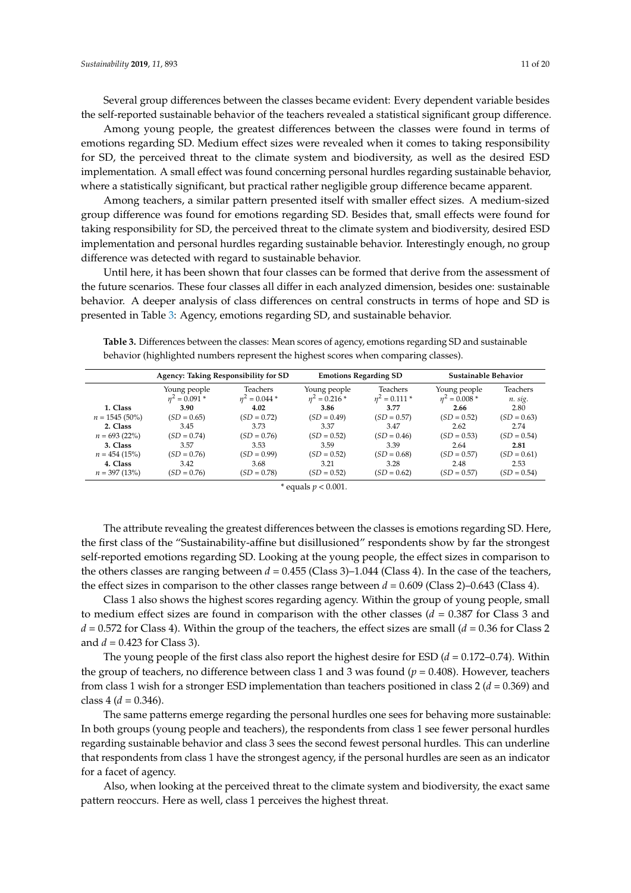Several group differences between the classes became evident: Every dependent variable besides the self-reported sustainable behavior of the teachers revealed a statistical significant group difference.

Among young people, the greatest differences between the classes were found in terms of emotions regarding SD. Medium effect sizes were revealed when it comes to taking responsibility for SD, the perceived threat to the climate system and biodiversity, as well as the desired ESD implementation. A small effect was found concerning personal hurdles regarding sustainable behavior, where a statistically significant, but practical rather negligible group difference became apparent.

Among teachers, a similar pattern presented itself with smaller effect sizes. A medium-sized group difference was found for emotions regarding SD. Besides that, small effects were found for taking responsibility for SD, the perceived threat to the climate system and biodiversity, desired ESD implementation and personal hurdles regarding sustainable behavior. Interestingly enough, no group difference was detected with regard to sustainable behavior.

Until here, it has been shown that four classes can be formed that derive from the assessment of the future scenarios. These four classes all differ in each analyzed dimension, besides one: sustainable behavior. A deeper analysis of class differences on central constructs in terms of hope and SD is presented in Table 3: Agency, emotions regarding SD, and sustainable behavior.

**Table 3.** Differences between the classes: Mean scores of agency, emotions regarding SD and sustainable behavior (highlighted numbers represent the highest scores when comparing classes).

| | Agency: Taking Responsibility for SD | | Emotions Regarding SD | | Sustainable Behavior | |
|---|---|---|---|---|---|---|
| | Young people $\eta^2 = 0.091$ * | Teachers $\eta^2 = 0.044$ * | Young people $\eta^2 = 0.216$ * | Teachers $\eta^2 = 0.111$ * | Young people $\eta^2 = 0.008$ * | Teachers *n. sig.* |
| **1. Class** | **3.90** | **4.02** | **3.86** | **3.77** | **2.66** | 2.80 |
| $n = 1545$ (50%) | ($SD = 0.65$) | ($SD = 0.72$) | ($SD = 0.49$) | ($SD = 0.57$) | ($SD = 0.52$) | ($SD = 0.63$) |
| **2. Class** | 3.45 | 3.73 | 3.37 | 3.47 | 2.62 | 2.74 |
| $n = 693$ (22%) | ($SD = 0.74$) | ($SD = 0.76$) | ($SD = 0.52$) | ($SD = 0.46$) | ($SD = 0.53$) | ($SD = 0.54$) |
| **3. Class** | 3.57 | 3.53 | 3.59 | 3.39 | 2.64 | **2.81** |
| $n = 454$ (15%) | ($SD = 0.76$) | ($SD = 0.99$) | ($SD = 0.52$) | ($SD = 0.68$) | ($SD = 0.57$) | ($SD = 0.61$) |
| **4. Class** | 3.42 | 3.68 | 3.21 | 3.28 | 2.48 | 2.53 |
| $n = 397$ (13%) | ($SD = 0.76$) | ($SD = 0.78$) | ($SD = 0.52$) | ($SD = 0.62$) | ($SD = 0.57$) | ($SD = 0.54$) |

\* equals $p < 0.001$.

The attribute revealing the greatest differences between the classes is emotions regarding SD. Here, the first class of the "Sustainability-affine but disillusioned" respondents show by far the strongest self-reported emotions regarding SD. Looking at the young people, the effect sizes in comparison to the others classes are ranging between $d = 0.455$ (Class 3)–1.044 (Class 4). In the case of the teachers, the effect sizes in comparison to the other classes range between $d = 0.609$ (Class 2)–0.643 (Class 4).

Class 1 also shows the highest scores regarding agency. Within the group of young people, small to medium effect sizes are found in comparison with the other classes ($d = 0.387$ for Class 3 and $d = 0.572$ for Class 4). Within the group of the teachers, the effect sizes are small ($d = 0.36$ for Class 2 and $d = 0.423$ for Class 3).

The young people of the first class also report the highest desire for ESD ($d = 0.172$–$0.74$). Within the group of teachers, no difference between class 1 and 3 was found ($p = 0.408$). However, teachers from class 1 wish for a stronger ESD implementation than teachers positioned in class 2 ($d = 0.369$) and class 4 ($d = 0.346$).

The same patterns emerge regarding the personal hurdles one sees for behaving more sustainable: In both groups (young people and teachers), the respondents from class 1 see fewer personal hurdles regarding sustainable behavior and class 3 sees the second fewest personal hurdles. This can underline that respondents from class 1 have the strongest agency, if the personal hurdles are seen as an indicator for a facet of agency.

Also, when looking at the perceived threat to the climate system and biodiversity, the exact same pattern reoccurs. Here as well, class 1 perceives the highest threat.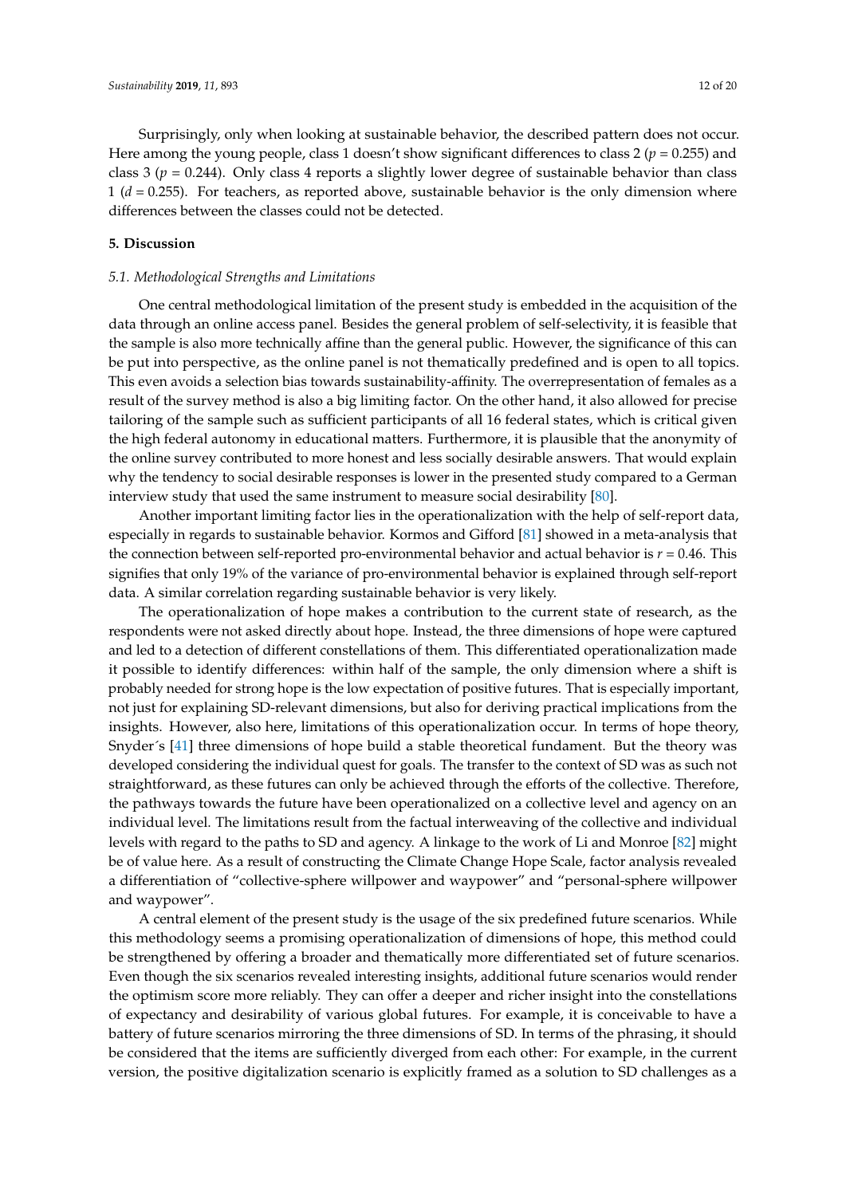Surprisingly, only when looking at sustainable behavior, the described pattern does not occur. Here among the young people, class 1 doesn't show significant differences to class 2 ($p = 0.255$) and class 3 ($p = 0.244$). Only class 4 reports a slightly lower degree of sustainable behavior than class 1 ($d = 0.255$). For teachers, as reported above, sustainable behavior is the only dimension where differences between the classes could not be detected.

## 5. Discussion

### 5.1. Methodological Strengths and Limitations

One central methodological limitation of the present study is embedded in the acquisition of the data through an online access panel. Besides the general problem of self-selectivity, it is feasible that the sample is also more technically affine than the general public. However, the significance of this can be put into perspective, as the online panel is not thematically predefined and is open to all topics. This even avoids a selection bias towards sustainability-affinity. The overrepresentation of females as a result of the survey method is also a big limiting factor. On the other hand, it also allowed for precise tailoring of the sample such as sufficient participants of all 16 federal states, which is critical given the high federal autonomy in educational matters. Furthermore, it is plausible that the anonymity of the online survey contributed to more honest and less socially desirable answers. That would explain why the tendency to social desirable responses is lower in the presented study compared to a German interview study that used the same instrument to measure social desirability [80].

Another important limiting factor lies in the operationalization with the help of self-report data, especially in regards to sustainable behavior. Kormos and Gifford [81] showed in a meta-analysis that the connection between self-reported pro-environmental behavior and actual behavior is $r = 0.46$. This signifies that only 19% of the variance of pro-environmental behavior is explained through self-report data. A similar correlation regarding sustainable behavior is very likely.

The operationalization of hope makes a contribution to the current state of research, as the respondents were not asked directly about hope. Instead, the three dimensions of hope were captured and led to a detection of different constellations of them. This differentiated operationalization made it possible to identify differences: within half of the sample, the only dimension where a shift is probably needed for strong hope is the low expectation of positive futures. That is especially important, not just for explaining SD-relevant dimensions, but also for deriving practical implications from the insights. However, also here, limitations of this operationalization occur. In terms of hope theory, Snyder´s [41] three dimensions of hope build a stable theoretical fundament. But the theory was developed considering the individual quest for goals. The transfer to the context of SD was as such not straightforward, as these futures can only be achieved through the efforts of the collective. Therefore, the pathways towards the future have been operationalized on a collective level and agency on an individual level. The limitations result from the factual interweaving of the collective and individual levels with regard to the paths to SD and agency. A linkage to the work of Li and Monroe [82] might be of value here. As a result of constructing the Climate Change Hope Scale, factor analysis revealed a differentiation of "collective-sphere willpower and waypower" and "personal-sphere willpower and waypower".

A central element of the present study is the usage of the six predefined future scenarios. While this methodology seems a promising operationalization of dimensions of hope, this method could be strengthened by offering a broader and thematically more differentiated set of future scenarios. Even though the six scenarios revealed interesting insights, additional future scenarios would render the optimism score more reliably. They can offer a deeper and richer insight into the constellations of expectancy and desirability of various global futures. For example, it is conceivable to have a battery of future scenarios mirroring the three dimensions of SD. In terms of the phrasing, it should be considered that the items are sufficiently diverged from each other: For example, in the current version, the positive digitalization scenario is explicitly framed as a solution to SD challenges as a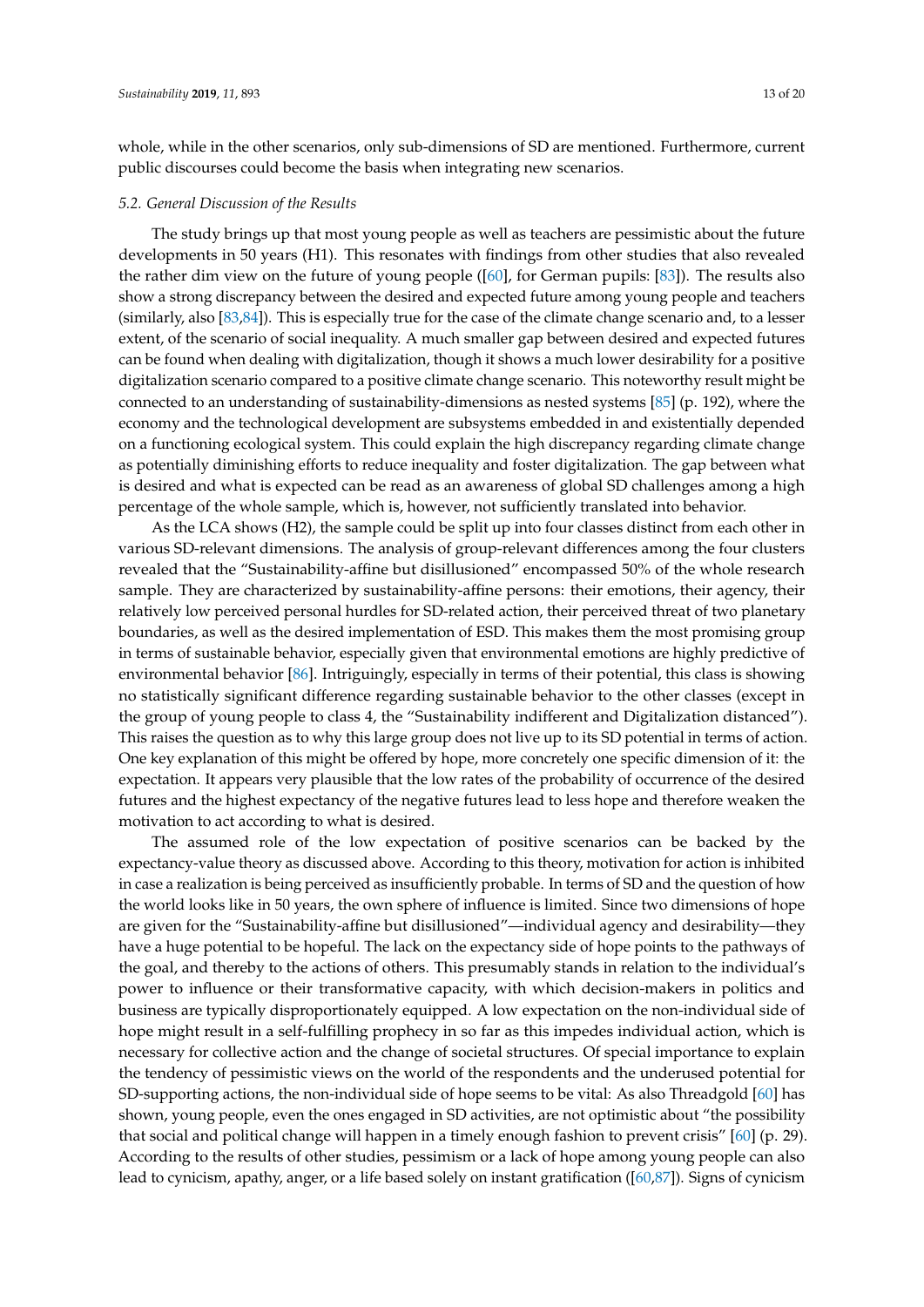whole, while in the other scenarios, only sub-dimensions of SD are mentioned. Furthermore, current public discourses could become the basis when integrating new scenarios.

### *5.2. General Discussion of the Results*

The study brings up that most young people as well as teachers are pessimistic about the future developments in 50 years (H1). This resonates with findings from other studies that also revealed the rather dim view on the future of young people ([60], for German pupils: [83]). The results also show a strong discrepancy between the desired and expected future among young people and teachers (similarly, also [83,84]). This is especially true for the case of the climate change scenario and, to a lesser extent, of the scenario of social inequality. A much smaller gap between desired and expected futures can be found when dealing with digitalization, though it shows a much lower desirability for a positive digitalization scenario compared to a positive climate change scenario. This noteworthy result might be connected to an understanding of sustainability-dimensions as nested systems [85] (p. 192), where the economy and the technological development are subsystems embedded in and existentially depended on a functioning ecological system. This could explain the high discrepancy regarding climate change as potentially diminishing efforts to reduce inequality and foster digitalization. The gap between what is desired and what is expected can be read as an awareness of global SD challenges among a high percentage of the whole sample, which is, however, not sufficiently translated into behavior.

As the LCA shows (H2), the sample could be split up into four classes distinct from each other in various SD-relevant dimensions. The analysis of group-relevant differences among the four clusters revealed that the "Sustainability-affine but disillusioned" encompassed 50% of the whole research sample. They are characterized by sustainability-affine persons: their emotions, their agency, their relatively low perceived personal hurdles for SD-related action, their perceived threat of two planetary boundaries, as well as the desired implementation of ESD. This makes them the most promising group in terms of sustainable behavior, especially given that environmental emotions are highly predictive of environmental behavior [86]. Intriguingly, especially in terms of their potential, this class is showing no statistically significant difference regarding sustainable behavior to the other classes (except in the group of young people to class 4, the "Sustainability indifferent and Digitalization distanced"). This raises the question as to why this large group does not live up to its SD potential in terms of action. One key explanation of this might be offered by hope, more concretely one specific dimension of it: the expectation. It appears very plausible that the low rates of the probability of occurrence of the desired futures and the highest expectancy of the negative futures lead to less hope and therefore weaken the motivation to act according to what is desired.

The assumed role of the low expectation of positive scenarios can be backed by the expectancy-value theory as discussed above. According to this theory, motivation for action is inhibited in case a realization is being perceived as insufficiently probable. In terms of SD and the question of how the world looks like in 50 years, the own sphere of influence is limited. Since two dimensions of hope are given for the "Sustainability-affine but disillusioned"—individual agency and desirability—they have a huge potential to be hopeful. The lack on the expectancy side of hope points to the pathways of the goal, and thereby to the actions of others. This presumably stands in relation to the individual's power to influence or their transformative capacity, with which decision-makers in politics and business are typically disproportionately equipped. A low expectation on the non-individual side of hope might result in a self-fulfilling prophecy in so far as this impedes individual action, which is necessary for collective action and the change of societal structures. Of special importance to explain the tendency of pessimistic views on the world of the respondents and the underused potential for SD-supporting actions, the non-individual side of hope seems to be vital: As also Threadgold [60] has shown, young people, even the ones engaged in SD activities, are not optimistic about "the possibility that social and political change will happen in a timely enough fashion to prevent crisis" [60] (p. 29). According to the results of other studies, pessimism or a lack of hope among young people can also lead to cynicism, apathy, anger, or a life based solely on instant gratification ([60,87]). Signs of cynicism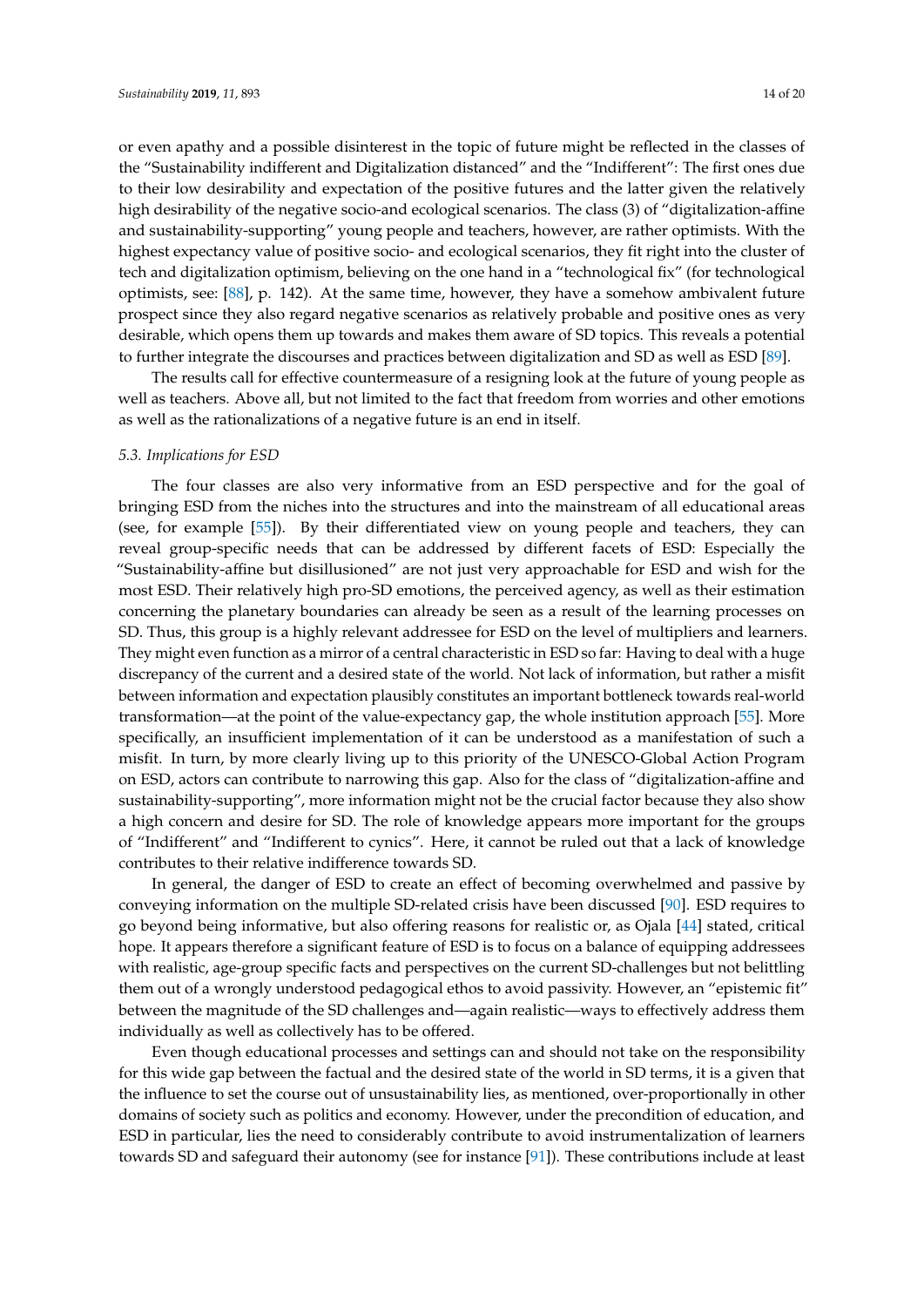or even apathy and a possible disinterest in the topic of future might be reflected in the classes of the "Sustainability indifferent and Digitalization distanced" and the "Indifferent": The first ones due to their low desirability and expectation of the positive futures and the latter given the relatively high desirability of the negative socio-and ecological scenarios. The class (3) of "digitalization-affine and sustainability-supporting" young people and teachers, however, are rather optimists. With the highest expectancy value of positive socio- and ecological scenarios, they fit right into the cluster of tech and digitalization optimism, believing on the one hand in a "technological fix" (for technological optimists, see: [88], p. 142). At the same time, however, they have a somehow ambivalent future prospect since they also regard negative scenarios as relatively probable and positive ones as very desirable, which opens them up towards and makes them aware of SD topics. This reveals a potential to further integrate the discourses and practices between digitalization and SD as well as ESD [89].

The results call for effective countermeasure of a resigning look at the future of young people as well as teachers. Above all, but not limited to the fact that freedom from worries and other emotions as well as the rationalizations of a negative future is an end in itself.

### 5.3. Implications for ESD

The four classes are also very informative from an ESD perspective and for the goal of bringing ESD from the niches into the structures and into the mainstream of all educational areas (see, for example [55]). By their differentiated view on young people and teachers, they can reveal group-specific needs that can be addressed by different facets of ESD: Especially the "Sustainability-affine but disillusioned" are not just very approachable for ESD and wish for the most ESD. Their relatively high pro-SD emotions, the perceived agency, as well as their estimation concerning the planetary boundaries can already be seen as a result of the learning processes on SD. Thus, this group is a highly relevant addressee for ESD on the level of multipliers and learners. They might even function as a mirror of a central characteristic in ESD so far: Having to deal with a huge discrepancy of the current and a desired state of the world. Not lack of information, but rather a misfit between information and expectation plausibly constitutes an important bottleneck towards real-world transformation—at the point of the value-expectancy gap, the whole institution approach [55]. More specifically, an insufficient implementation of it can be understood as a manifestation of such a misfit. In turn, by more clearly living up to this priority of the UNESCO-Global Action Program on ESD, actors can contribute to narrowing this gap. Also for the class of "digitalization-affine and sustainability-supporting", more information might not be the crucial factor because they also show a high concern and desire for SD. The role of knowledge appears more important for the groups of "Indifferent" and "Indifferent to cynics". Here, it cannot be ruled out that a lack of knowledge contributes to their relative indifference towards SD.

In general, the danger of ESD to create an effect of becoming overwhelmed and passive by conveying information on the multiple SD-related crisis have been discussed [90]. ESD requires to go beyond being informative, but also offering reasons for realistic or, as Ojala [44] stated, critical hope. It appears therefore a significant feature of ESD is to focus on a balance of equipping addressees with realistic, age-group specific facts and perspectives on the current SD-challenges but not belittling them out of a wrongly understood pedagogical ethos to avoid passivity. However, an "epistemic fit" between the magnitude of the SD challenges and—again realistic—ways to effectively address them individually as well as collectively has to be offered.

Even though educational processes and settings can and should not take on the responsibility for this wide gap between the factual and the desired state of the world in SD terms, it is a given that the influence to set the course out of unsustainability lies, as mentioned, over-proportionally in other domains of society such as politics and economy. However, under the precondition of education, and ESD in particular, lies the need to considerably contribute to avoid instrumentalization of learners towards SD and safeguard their autonomy (see for instance [91]). These contributions include at least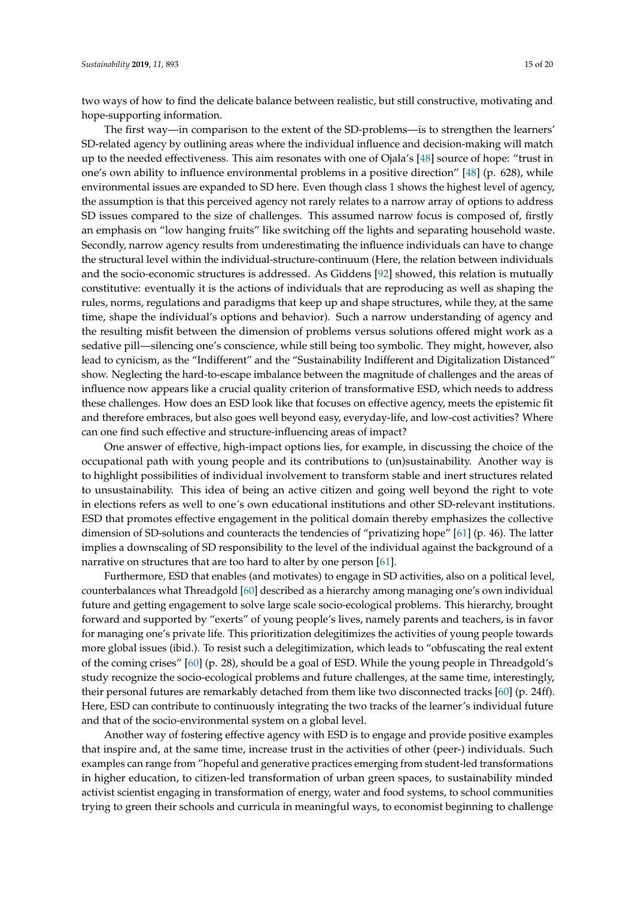two ways of how to find the delicate balance between realistic, but still constructive, motivating and hope-supporting information.

The first way—in comparison to the extent of the SD-problems—is to strengthen the learners' SD-related agency by outlining areas where the individual influence and decision-making will match up to the needed effectiveness. This aim resonates with one of Ojala's [48] source of hope: "trust in one's own ability to influence environmental problems in a positive direction" [48] (p. 628), while environmental issues are expanded to SD here. Even though class 1 shows the highest level of agency, the assumption is that this perceived agency not rarely relates to a narrow array of options to address SD issues compared to the size of challenges. This assumed narrow focus is composed of, firstly an emphasis on "low hanging fruits" like switching off the lights and separating household waste. Secondly, narrow agency results from underestimating the influence individuals can have to change the structural level within the individual-structure-continuum (Here, the relation between individuals and the socio-economic structures is addressed. As Giddens [92] showed, this relation is mutually constitutive: eventually it is the actions of individuals that are reproducing as well as shaping the rules, norms, regulations and paradigms that keep up and shape structures, while they, at the same time, shape the individual's options and behavior). Such a narrow understanding of agency and the resulting misfit between the dimension of problems versus solutions offered might work as a sedative pill—silencing one's conscience, while still being too symbolic. They might, however, also lead to cynicism, as the "Indifferent" and the "Sustainability Indifferent and Digitalization Distanced" show. Neglecting the hard-to-escape imbalance between the magnitude of challenges and the areas of influence now appears like a crucial quality criterion of transformative ESD, which needs to address these challenges. How does an ESD look like that focuses on effective agency, meets the epistemic fit and therefore embraces, but also goes well beyond easy, everyday-life, and low-cost activities? Where can one find such effective and structure-influencing areas of impact?

One answer of effective, high-impact options lies, for example, in discussing the choice of the occupational path with young people and its contributions to (un)sustainability. Another way is to highlight possibilities of individual involvement to transform stable and inert structures related to unsustainability. This idea of being an active citizen and going well beyond the right to vote in elections refers as well to one´s own educational institutions and other SD-relevant institutions. ESD that promotes effective engagement in the political domain thereby emphasizes the collective dimension of SD-solutions and counteracts the tendencies of "privatizing hope" [61] (p. 46). The latter implies a downscaling of SD responsibility to the level of the individual against the background of a narrative on structures that are too hard to alter by one person [61].

Furthermore, ESD that enables (and motivates) to engage in SD activities, also on a political level, counterbalances what Threadgold [60] described as a hierarchy among managing one's own individual future and getting engagement to solve large scale socio-ecological problems. This hierarchy, brought forward and supported by "exerts" of young people's lives, namely parents and teachers, is in favor for managing one's private life. This prioritization delegitimizes the activities of young people towards more global issues (ibid.). To resist such a delegitimization, which leads to "obfuscating the real extent of the coming crises" [60] (p. 28), should be a goal of ESD. While the young people in Threadgold's study recognize the socio-ecological problems and future challenges, at the same time, interestingly, their personal futures are remarkably detached from them like two disconnected tracks [60] (p. 24ff). Here, ESD can contribute to continuously integrating the two tracks of the learner's individual future and that of the socio-environmental system on a global level.

Another way of fostering effective agency with ESD is to engage and provide positive examples that inspire and, at the same time, increase trust in the activities of other (peer-) individuals. Such examples can range from "hopeful and generative practices emerging from student-led transformations in higher education, to citizen-led transformation of urban green spaces, to sustainability minded activist scientist engaging in transformation of energy, water and food systems, to school communities trying to green their schools and curricula in meaningful ways, to economist beginning to challenge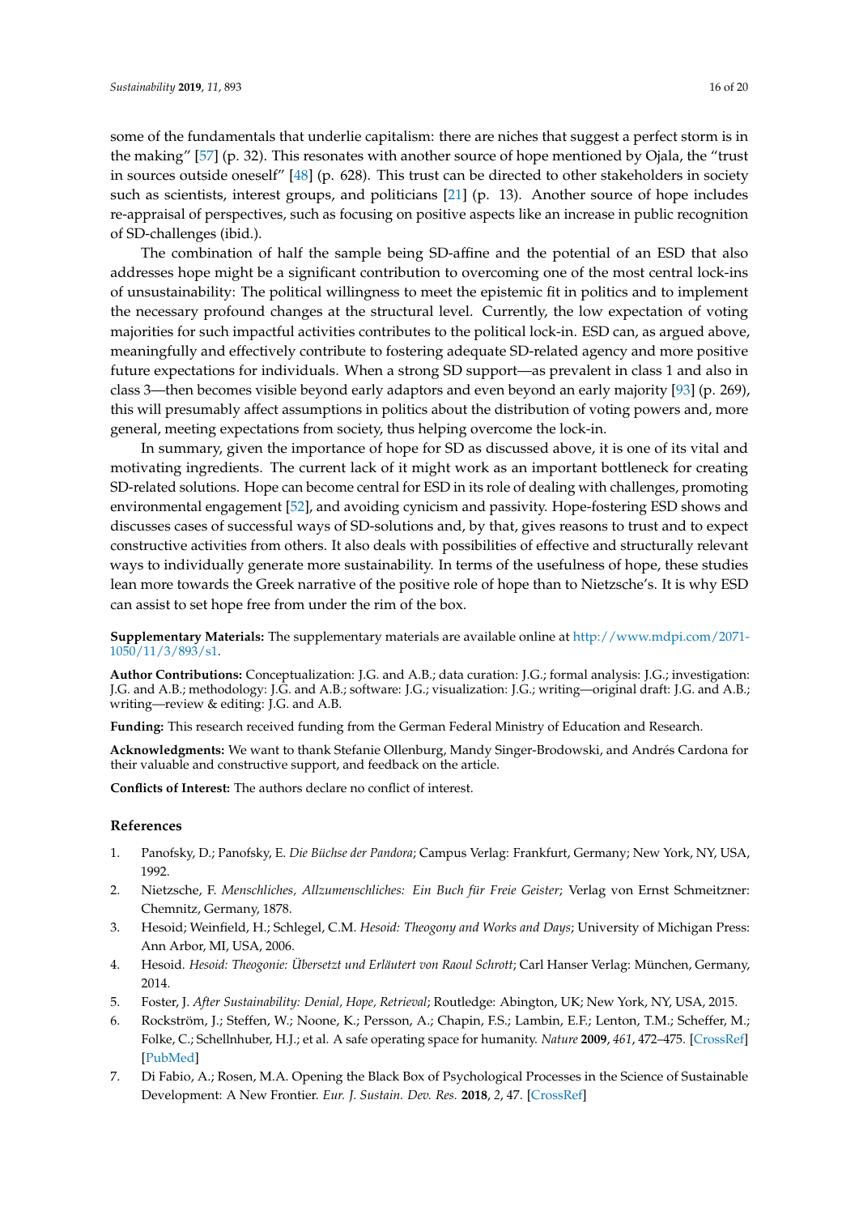some of the fundamentals that underlie capitalism: there are niches that suggest a perfect storm is in the making" [57] (p. 32). This resonates with another source of hope mentioned by Ojala, the "trust in sources outside oneself" [48] (p. 628). This trust can be directed to other stakeholders in society such as scientists, interest groups, and politicians [21] (p. 13). Another source of hope includes re-appraisal of perspectives, such as focusing on positive aspects like an increase in public recognition of SD-challenges (ibid.).

The combination of half the sample being SD-affine and the potential of an ESD that also addresses hope might be a significant contribution to overcoming one of the most central lock-ins of unsustainability: The political willingness to meet the epistemic fit in politics and to implement the necessary profound changes at the structural level. Currently, the low expectation of voting majorities for such impactful activities contributes to the political lock-in. ESD can, as argued above, meaningfully and effectively contribute to fostering adequate SD-related agency and more positive future expectations for individuals. When a strong SD support—as prevalent in class 1 and also in class 3—then becomes visible beyond early adaptors and even beyond an early majority [93] (p. 269), this will presumably affect assumptions in politics about the distribution of voting powers and, more general, meeting expectations from society, thus helping overcome the lock-in.

In summary, given the importance of hope for SD as discussed above, it is one of its vital and motivating ingredients. The current lack of it might work as an important bottleneck for creating SD-related solutions. Hope can become central for ESD in its role of dealing with challenges, promoting environmental engagement [52], and avoiding cynicism and passivity. Hope-fostering ESD shows and discusses cases of successful ways of SD-solutions and, by that, gives reasons to trust and to expect constructive activities from others. It also deals with possibilities of effective and structurally relevant ways to individually generate more sustainability. In terms of the usefulness of hope, these studies lean more towards the Greek narrative of the positive role of hope than to Nietzsche's. It is why ESD can assist to set hope free from under the rim of the box.

**Supplementary Materials:** The supplementary materials are available online at http://www.mdpi.com/2071-1050/11/3/893/s1.

**Author Contributions:** Conceptualization: J.G. and A.B.; data curation: J.G.; formal analysis: J.G.; investigation: J.G. and A.B.; methodology: J.G. and A.B.; software: J.G.; visualization: J.G.; writing—original draft: J.G. and A.B.; writing—review & editing: J.G. and A.B.

**Funding:** This research received funding from the German Federal Ministry of Education and Research.

**Acknowledgments:** We want to thank Stefanie Ollenburg, Mandy Singer-Brodowski, and Andrés Cardona for their valuable and constructive support, and feedback on the article.

**Conflicts of Interest:** The authors declare no conflict of interest.

## References

1. Panofsky, D.; Panofsky, E. *Die Büchse der Pandora*; Campus Verlag: Frankfurt, Germany; New York, NY, USA, 1992.
2. Nietzsche, F. *Menschliches, Allzumenschliches: Ein Buch für Freie Geister*; Verlag von Ernst Schmeitzner: Chemnitz, Germany, 1878.
3. Hesoid; Weinfield, H.; Schlegel, C.M. *Hesoid: Theogony and Works and Days*; University of Michigan Press: Ann Arbor, MI, USA, 2006.
4. Hesoid. *Hesoid: Theogonie: Übersetzt und Erläutert von Raoul Schrott*; Carl Hanser Verlag: München, Germany, 2014.
5. Foster, J. *After Sustainability: Denial, Hope, Retrieval*; Routledge: Abington, UK; New York, NY, USA, 2015.
6. Rockström, J.; Steffen, W.; Noone, K.; Persson, A.; Chapin, F.S.; Lambin, E.F.; Lenton, T.M.; Scheffer, M.; Folke, C.; Schellnhuber, H.J.; et al. A safe operating space for humanity. *Nature* **2009**, *461*, 472–475. [CrossRef] [PubMed]
7. Di Fabio, A.; Rosen, M.A. Opening the Black Box of Psychological Processes in the Science of Sustainable Development: A New Frontier. *Eur. J. Sustain. Dev. Res.* **2018**, *2*, 47. [CrossRef]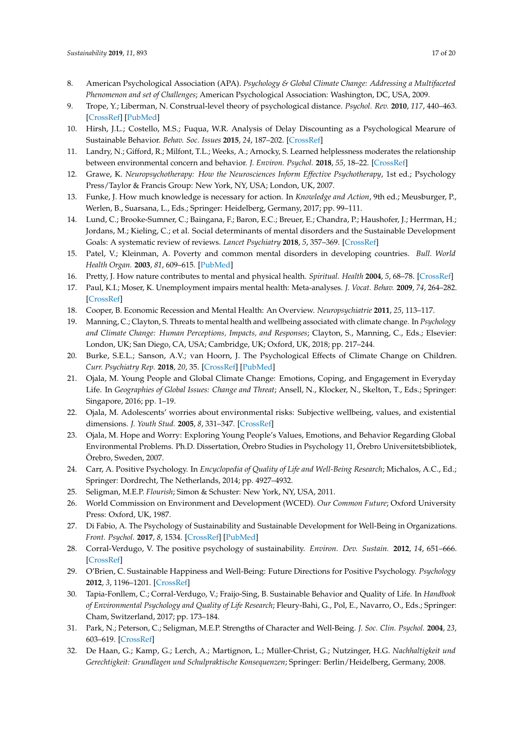8. American Psychological Association (APA). *Psychology & Global Climate Change: Addressing a Multifaceted Phenomenon and set of Challenges*; American Psychological Association: Washington, DC, USA, 2009.
9. Trope, Y.; Liberman, N. Construal-level theory of psychological distance. *Psychol. Rev.* **2010**, *117*, 440–463. [CrossRef] [PubMed]
10. Hirsh, J.L.; Costello, M.S.; Fuqua, W.R. Analysis of Delay Discounting as a Psychological Mearure of Sustainable Behavior. *Behav. Soc. Issues* **2015**, *24*, 187–202. [CrossRef]
11. Landry, N.; Gifford, R.; Milfont, T.L.; Weeks, A.; Arnocky, S. Learned helplessness moderates the relationship between environmental concern and behavior. *J. Environ. Psychol.* **2018**, *55*, 18–22. [CrossRef]
12. Grawe, K. *Neuropsychotherapy: How the Neurosciences Inform Effective Psychotherapy*, 1st ed.; Psychology Press/Taylor & Francis Group: New York, NY, USA; London, UK, 2007.
13. Funke, J. How much knowledge is necessary for action. In *Knowledge and Action*, 9th ed.; Meusburger, P., Werlen, B., Suarsana, L., Eds.; Springer: Heidelberg, Germany, 2017; pp. 99–111.
14. Lund, C.; Brooke-Sumner, C.; Baingana, F.; Baron, E.C.; Breuer, E.; Chandra, P.; Haushofer, J.; Herrman, H.; Jordans, M.; Kieling, C.; et al. Social determinants of mental disorders and the Sustainable Development Goals: A systematic review of reviews. *Lancet Psychiatry* **2018**, *5*, 357–369. [CrossRef]
15. Patel, V.; Kleinman, A. Poverty and common mental disorders in developing countries. *Bull. World Health Organ.* **2003**, *81*, 609–615. [PubMed]
16. Pretty, J. How nature contributes to mental and physical health. *Spiritual. Health* **2004**, *5*, 68–78. [CrossRef]
17. Paul, K.I.; Moser, K. Unemployment impairs mental health: Meta-analyses. *J. Vocat. Behav.* **2009**, *74*, 264–282. [CrossRef]
18. Cooper, B. Economic Recession and Mental Health: An Overview. *Neuropsychiatrie* **2011**, *25*, 113–117.
19. Manning, C.; Clayton, S. Threats to mental health and wellbeing associated with climate change. In *Psychology and Climate Change: Human Perceptions, Impacts, and Responses*; Clayton, S., Manning, C., Eds.; Elsevier: London, UK; San Diego, CA, USA; Cambridge, UK; Oxford, UK, 2018; pp. 217–244.
20. Burke, S.E.L.; Sanson, A.V.; van Hoorn, J. The Psychological Effects of Climate Change on Children. *Curr. Psychiatry Rep.* **2018**, *20*, 35. [CrossRef] [PubMed]
21. Ojala, M. Young People and Global Climate Change: Emotions, Coping, and Engagement in Everyday Life. In *Geographies of Global Issues: Change and Threat*; Ansell, N., Klocker, N., Skelton, T., Eds.; Springer: Singapore, 2016; pp. 1–19.
22. Ojala, M. Adolescents' worries about environmental risks: Subjective wellbeing, values, and existential dimensions. *J. Youth Stud.* **2005**, *8*, 331–347. [CrossRef]
23. Ojala, M. Hope and Worry: Exploring Young People's Values, Emotions, and Behavior Regarding Global Environmental Problems. Ph.D. Dissertation, Örebro Studies in Psychology 11, Örebro Universitetsbibliotek, Örebro, Sweden, 2007.
24. Carr, A. Positive Psychology. In *Encyclopedia of Quality of Life and Well-Being Research*; Michalos, A.C., Ed.; Springer: Dordrecht, The Netherlands, 2014; pp. 4927–4932.
25. Seligman, M.E.P. *Flourish*; Simon & Schuster: New York, NY, USA, 2011.
26. World Commission on Environment and Development (WCED). *Our Common Future*; Oxford University Press: Oxford, UK, 1987.
27. Di Fabio, A. The Psychology of Sustainability and Sustainable Development for Well-Being in Organizations. *Front. Psychol.* **2017**, *8*, 1534. [CrossRef] [PubMed]
28. Corral-Verdugo, V. The positive psychology of sustainability. *Environ. Dev. Sustain.* **2012**, *14*, 651–666. [CrossRef]
29. O'Brien, C. Sustainable Happiness and Well-Being: Future Directions for Positive Psychology. *Psychology* **2012**, *3*, 1196–1201. [CrossRef]
30. Tapia-Fonllem, C.; Corral-Verdugo, V.; Fraijo-Sing, B. Sustainable Behavior and Quality of Life. In *Handbook of Environmental Psychology and Quality of Life Research*; Fleury-Bahi, G., Pol, E., Navarro, O., Eds.; Springer: Cham, Switzerland, 2017; pp. 173–184.
31. Park, N.; Peterson, C.; Seligman, M.E.P. Strengths of Character and Well-Being. *J. Soc. Clin. Psychol.* **2004**, *23*, 603–619. [CrossRef]
32. De Haan, G.; Kamp, G.; Lerch, A.; Martignon, L.; Müller-Christ, G.; Nutzinger, H.G. *Nachhaltigkeit und Gerechtigkeit: Grundlagen und Schulpraktische Konsequenzen*; Springer: Berlin/Heidelberg, Germany, 2008.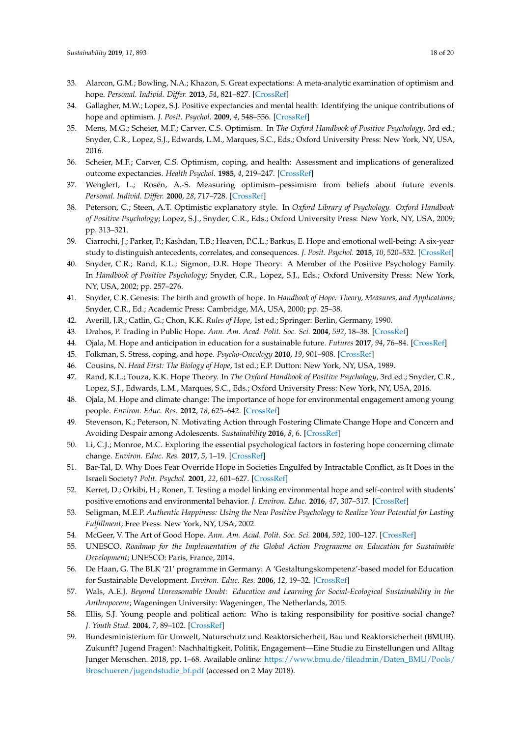33. Alarcon, G.M.; Bowling, N.A.; Khazon, S. Great expectations: A meta-analytic examination of optimism and hope. *Personal. Individ. Differ.* **2013**, *54*, 821–827. [CrossRef]
34. Gallagher, M.W.; Lopez, S.J. Positive expectancies and mental health: Identifying the unique contributions of hope and optimism. *J. Posit. Psychol.* **2009**, *4*, 548–556. [CrossRef]
35. Mens, M.G.; Scheier, M.F.; Carver, C.S. Optimism. In *The Oxford Handbook of Positive Psychology*, 3rd ed.; Snyder, C.R., Lopez, S.J., Edwards, L.M., Marques, S.C., Eds.; Oxford University Press: New York, NY, USA, 2016.
36. Scheier, M.F.; Carver, C.S. Optimism, coping, and health: Assessment and implications of generalized outcome expectancies. *Health Psychol.* **1985**, *4*, 219–247. [CrossRef]
37. Wenglert, L.; Rosén, A.-S. Measuring optimism–pessimism from beliefs about future events. *Personal. Individ. Differ.* **2000**, *28*, 717–728. [CrossRef]
38. Peterson, C.; Steen, A.T. Optimistic explanatory style. In *Oxford Library of Psychology. Oxford Handbook of Positive Psychology*; Lopez, S.J., Snyder, C.R., Eds.; Oxford University Press: New York, NY, USA, 2009; pp. 313–321.
39. Ciarrochi, J.; Parker, P.; Kashdan, T.B.; Heaven, P.C.L.; Barkus, E. Hope and emotional well-being: A six-year study to distinguish antecedents, correlates, and consequences. *J. Posit. Psychol.* **2015**, *10*, 520–532. [CrossRef]
40. Snyder, C.R.; Rand, K.L.; Sigmon, D.R. Hope Theory: A Member of the Positive Psychology Family. In *Handbook of Positive Psychology*; Snyder, C.R., Lopez, S.J., Eds.; Oxford University Press: New York, NY, USA, 2002; pp. 257–276.
41. Snyder, C.R. Genesis: The birth and growth of hope. In *Handbook of Hope: Theory, Measures, and Applications*; Snyder, C.R., Ed.; Academic Press: Cambridge, MA, USA, 2000; pp. 25–38.
42. Averill, J.R.; Catlin, G.; Chon, K.K. *Rules of Hope*, 1st ed.; Springer: Berlin, Germany, 1990.
43. Drahos, P. Trading in Public Hope. *Ann. Am. Acad. Polit. Soc. Sci.* **2004**, *592*, 18–38. [CrossRef]
44. Ojala, M. Hope and anticipation in education for a sustainable future. *Futures* **2017**, *94*, 76–84. [CrossRef]
45. Folkman, S. Stress, coping, and hope. *Psycho-Oncology* **2010**, *19*, 901–908. [CrossRef]
46. Cousins, N. *Head First: The Biology of Hope*, 1st ed.; E.P. Dutton: New York, NY, USA, 1989.
47. Rand, K.L.; Touza, K.K. Hope Theory. In *The Oxford Handbook of Positive Psychology*, 3rd ed.; Snyder, C.R., Lopez, S.J., Edwards, L.M., Marques, S.C., Eds.; Oxford University Press: New York, NY, USA, 2016.
48. Ojala, M. Hope and climate change: The importance of hope for environmental engagement among young people. *Environ. Educ. Res.* **2012**, *18*, 625–642. [CrossRef]
49. Stevenson, K.; Peterson, N. Motivating Action through Fostering Climate Change Hope and Concern and Avoiding Despair among Adolescents. *Sustainability* **2016**, *8*, 6. [CrossRef]
50. Li, C.J.; Monroe, M.C. Exploring the essential psychological factors in fostering hope concerning climate change. *Environ. Educ. Res.* **2017**, *5*, 1–19. [CrossRef]
51. Bar-Tal, D. Why Does Fear Override Hope in Societies Engulfed by Intractable Conflict, as It Does in the Israeli Society? *Polit. Psychol.* **2001**, *22*, 601–627. [CrossRef]
52. Kerret, D.; Orkibi, H.; Ronen, T. Testing a model linking environmental hope and self-control with students' positive emotions and environmental behavior. *J. Environ. Educ.* **2016**, *47*, 307–317. [CrossRef]
53. Seligman, M.E.P. *Authentic Happiness: Using the New Positive Psychology to Realize Your Potential for Lasting Fulfillment*; Free Press: New York, NY, USA, 2002.
54. McGeer, V. The Art of Good Hope. *Ann. Am. Acad. Polit. Soc. Sci.* **2004**, *592*, 100–127. [CrossRef]
55. UNESCO. *Roadmap for the Implementation of the Global Action Programme on Education for Sustainable Development*; UNESCO: Paris, France, 2014.
56. De Haan, G. The BLK '21' programme in Germany: A 'Gestaltungskompetenz'-based model for Education for Sustainable Development. *Environ. Educ. Res.* **2006**, *12*, 19–32. [CrossRef]
57. Wals, A.E.J. *Beyond Unreasonable Doubt: Education and Learning for Social-Ecological Sustainability in the Anthropocene*; Wageningen University: Wageningen, The Netherlands, 2015.
58. Ellis, S.J. Young people and political action: Who is taking responsibility for positive social change? *J. Youth Stud.* **2004**, *7*, 89–102. [CrossRef]
59. Bundesministerium für Umwelt, Naturschutz und Reaktorsicherheit, Bau und Reaktorsicherheit (BMUB). Zukunft? Jugend Fragen!: Nachhaltigkeit, Politik, Engagement—Eine Studie zu Einstellungen und Alltag Junger Menschen. 2018, pp. 1–68. Available online: https://www.bmu.de/fileadmin/Daten_BMU/Pools/Broschueren/jugendstudie_bf.pdf (accessed on 2 May 2018).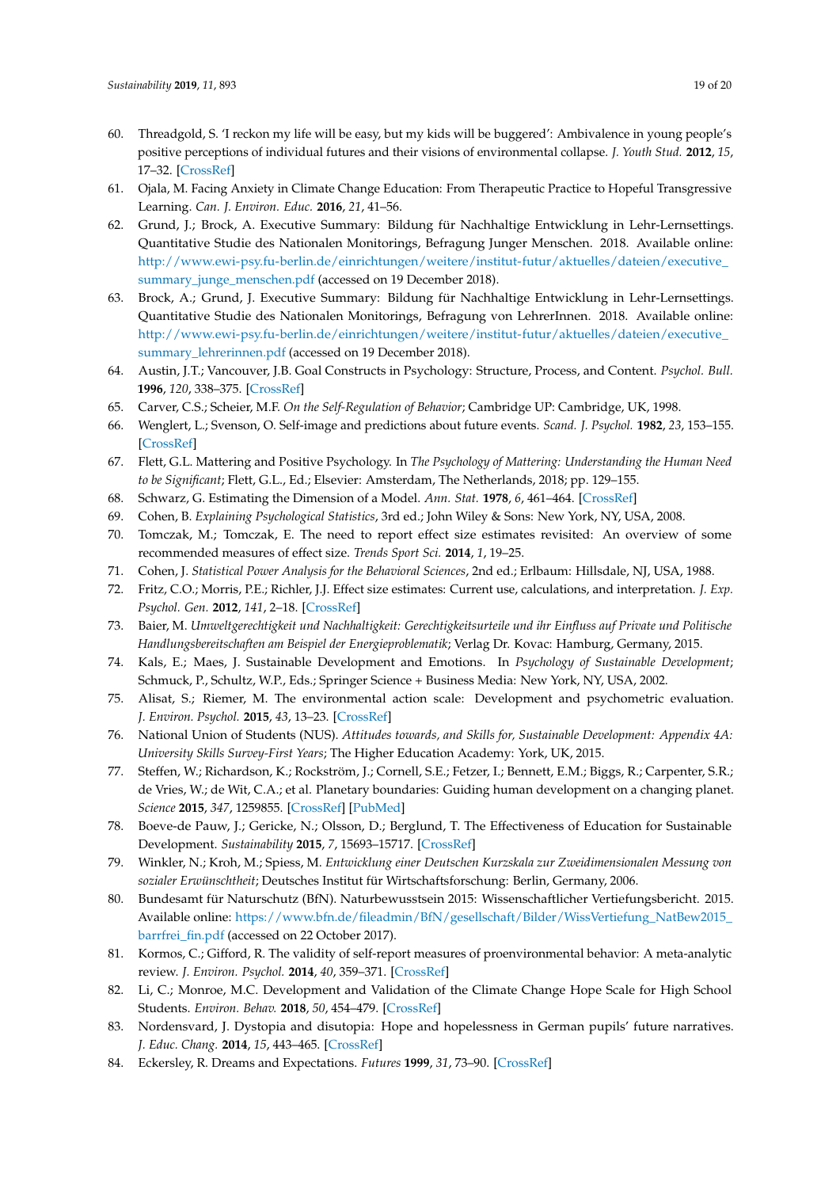60. Threadgold, S. 'I reckon my life will be easy, but my kids will be buggered': Ambivalence in young people's positive perceptions of individual futures and their visions of environmental collapse. *J. Youth Stud.* **2012**, *15*, 17–32. [CrossRef]
61. Ojala, M. Facing Anxiety in Climate Change Education: From Therapeutic Practice to Hopeful Transgressive Learning. *Can. J. Environ. Educ.* **2016**, *21*, 41–56.
62. Grund, J.; Brock, A. Executive Summary: Bildung für Nachhaltige Entwicklung in Lehr-Lernsettings. Quantitative Studie des Nationalen Monitorings, Befragung Junger Menschen. 2018. Available online: http://www.ewi-psy.fu-berlin.de/einrichtungen/weitere/institut-futur/aktuelles/dateien/executive_summary_junge_menschen.pdf (accessed on 19 December 2018).
63. Brock, A.; Grund, J. Executive Summary: Bildung für Nachhaltige Entwicklung in Lehr-Lernsettings. Quantitative Studie des Nationalen Monitorings, Befragung von LehrerInnen. 2018. Available online: http://www.ewi-psy.fu-berlin.de/einrichtungen/weitere/institut-futur/aktuelles/dateien/executive_summary_lehrerinnen.pdf (accessed on 19 December 2018).
64. Austin, J.T.; Vancouver, J.B. Goal Constructs in Psychology: Structure, Process, and Content. *Psychol. Bull.* **1996**, *120*, 338–375. [CrossRef]
65. Carver, C.S.; Scheier, M.F. *On the Self-Regulation of Behavior*; Cambridge UP: Cambridge, UK, 1998.
66. Wenglert, L.; Svenson, O. Self-image and predictions about future events. *Scand. J. Psychol.* **1982**, *23*, 153–155. [CrossRef]
67. Flett, G.L. Mattering and Positive Psychology. In *The Psychology of Mattering: Understanding the Human Need to be Significant*; Flett, G.L., Ed.; Elsevier: Amsterdam, The Netherlands, 2018; pp. 129–155.
68. Schwarz, G. Estimating the Dimension of a Model. *Ann. Stat.* **1978**, *6*, 461–464. [CrossRef]
69. Cohen, B. *Explaining Psychological Statistics*, 3rd ed.; John Wiley & Sons: New York, NY, USA, 2008.
70. Tomczak, M.; Tomczak, E. The need to report effect size estimates revisited: An overview of some recommended measures of effect size. *Trends Sport Sci.* **2014**, *1*, 19–25.
71. Cohen, J. *Statistical Power Analysis for the Behavioral Sciences*, 2nd ed.; Erlbaum: Hillsdale, NJ, USA, 1988.
72. Fritz, C.O.; Morris, P.E.; Richler, J.J. Effect size estimates: Current use, calculations, and interpretation. *J. Exp. Psychol. Gen.* **2012**, *141*, 2–18. [CrossRef]
73. Baier, M. *Umweltgerechtigkeit und Nachhaltigkeit: Gerechtigkeitsurteile und ihr Einfluss auf Private und Politische Handlungsbereitschaften am Beispiel der Energieproblematik*; Verlag Dr. Kovac: Hamburg, Germany, 2015.
74. Kals, E.; Maes, J. Sustainable Development and Emotions. In *Psychology of Sustainable Development*; Schmuck, P., Schultz, W.P., Eds.; Springer Science + Business Media: New York, NY, USA, 2002.
75. Alisat, S.; Riemer, M. The environmental action scale: Development and psychometric evaluation. *J. Environ. Psychol.* **2015**, *43*, 13–23. [CrossRef]
76. National Union of Students (NUS). *Attitudes towards, and Skills for, Sustainable Development: Appendix 4A: University Skills Survey-First Years*; The Higher Education Academy: York, UK, 2015.
77. Steffen, W.; Richardson, K.; Rockström, J.; Cornell, S.E.; Fetzer, I.; Bennett, E.M.; Biggs, R.; Carpenter, S.R.; de Vries, W.; de Wit, C.A.; et al. Planetary boundaries: Guiding human development on a changing planet. *Science* **2015**, *347*, 1259855. [CrossRef] [PubMed]
78. Boeve-de Pauw, J.; Gericke, N.; Olsson, D.; Berglund, T. The Effectiveness of Education for Sustainable Development. *Sustainability* **2015**, *7*, 15693–15717. [CrossRef]
79. Winkler, N.; Kroh, M.; Spiess, M. *Entwicklung einer Deutschen Kurzskala zur Zweidimensionalen Messung von sozialer Erwünschtheit*; Deutsches Institut für Wirtschaftsforschung: Berlin, Germany, 2006.
80. Bundesamt für Naturschutz (BfN). Naturbewusstsein 2015: Wissenschaftlicher Vertiefungsbericht. 2015. Available online: https://www.bfn.de/fileadmin/BfN/gesellschaft/Bilder/WissVertiefung_NatBew2015_barrfrei_fin.pdf (accessed on 22 October 2017).
81. Kormos, C.; Gifford, R. The validity of self-report measures of proenvironmental behavior: A meta-analytic review. *J. Environ. Psychol.* **2014**, *40*, 359–371. [CrossRef]
82. Li, C.; Monroe, M.C. Development and Validation of the Climate Change Hope Scale for High School Students. *Environ. Behav.* **2018**, *50*, 454–479. [CrossRef]
83. Nordensvard, J. Dystopia and disutopia: Hope and hopelessness in German pupils' future narratives. *J. Educ. Chang.* **2014**, *15*, 443–465. [CrossRef]
84. Eckersley, R. Dreams and Expectations. *Futures* **1999**, *31*, 73–90. [CrossRef]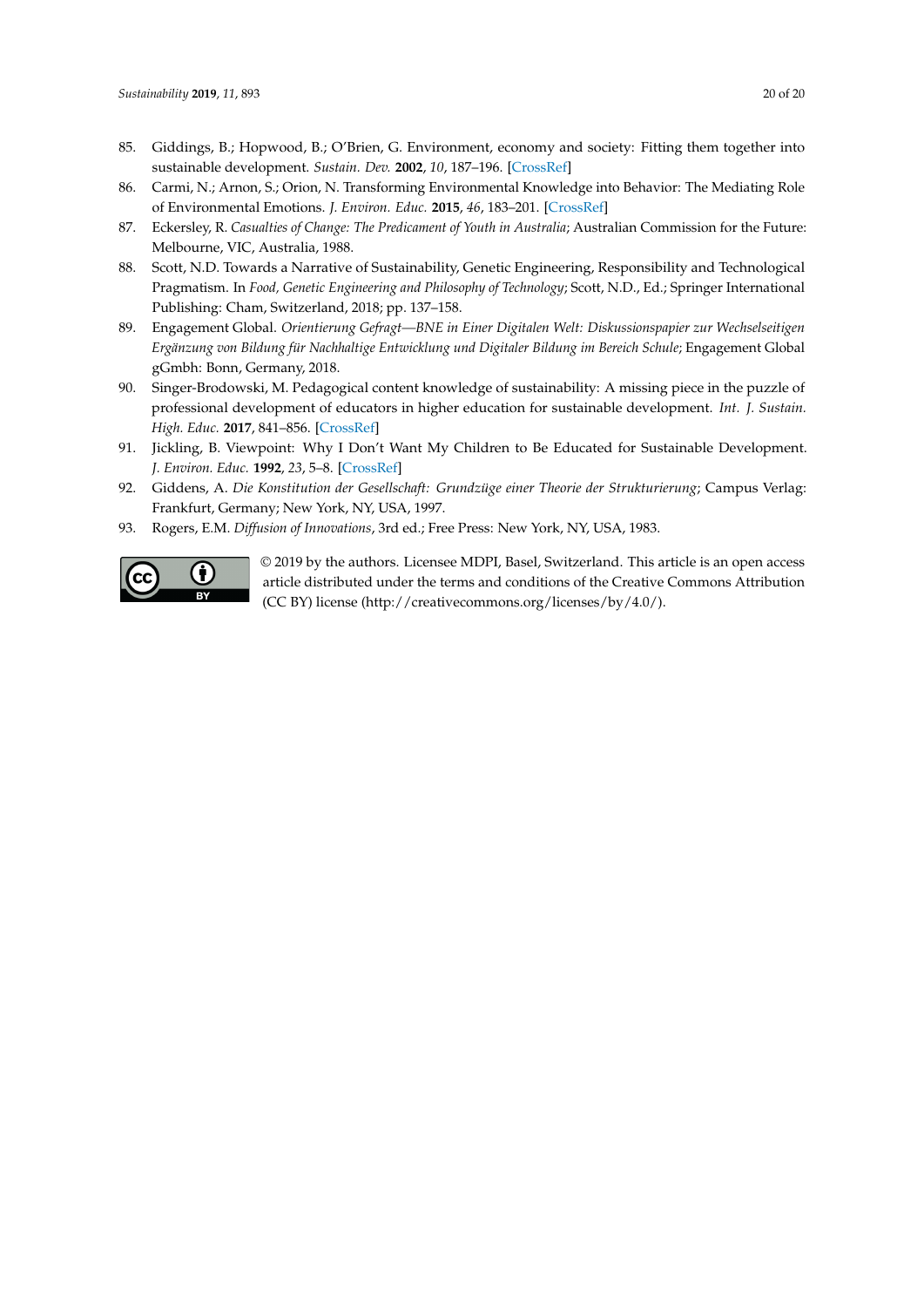85. Giddings, B.; Hopwood, B.; O'Brien, G. Environment, economy and society: Fitting them together into sustainable development. *Sustain. Dev.* **2002**, *10*, 187–196. [CrossRef]
86. Carmi, N.; Arnon, S.; Orion, N. Transforming Environmental Knowledge into Behavior: The Mediating Role of Environmental Emotions. *J. Environ. Educ.* **2015**, *46*, 183–201. [CrossRef]
87. Eckersley, R. *Casualties of Change: The Predicament of Youth in Australia*; Australian Commission for the Future: Melbourne, VIC, Australia, 1988.
88. Scott, N.D. Towards a Narrative of Sustainability, Genetic Engineering, Responsibility and Technological Pragmatism. In *Food, Genetic Engineering and Philosophy of Technology*; Scott, N.D., Ed.; Springer International Publishing: Cham, Switzerland, 2018; pp. 137–158.
89. Engagement Global. *Orientierung Gefragt—BNE in Einer Digitalen Welt: Diskussionspapier zur Wechselseitigen Ergänzung von Bildung für Nachhaltige Entwicklung und Digitaler Bildung im Bereich Schule*; Engagement Global gGmbh: Bonn, Germany, 2018.
90. Singer-Brodowski, M. Pedagogical content knowledge of sustainability: A missing piece in the puzzle of professional development of educators in higher education for sustainable development. *Int. J. Sustain. High. Educ.* **2017**, 841–856. [CrossRef]
91. Jickling, B. Viewpoint: Why I Don't Want My Children to Be Educated for Sustainable Development. *J. Environ. Educ.* **1992**, *23*, 5–8. [CrossRef]
92. Giddens, A. *Die Konstitution der Gesellschaft: Grundzüge einer Theorie der Strukturierung*; Campus Verlag: Frankfurt, Germany; New York, NY, USA, 1997.
93. Rogers, E.M. *Diffusion of Innovations*, 3rd ed.; Free Press: New York, NY, USA, 1983.

© 2019 by the authors. Licensee MDPI, Basel, Switzerland. This article is an open access article distributed under the terms and conditions of the Creative Commons Attribution (CC BY) license (http://creativecommons.org/licenses/by/4.0/).